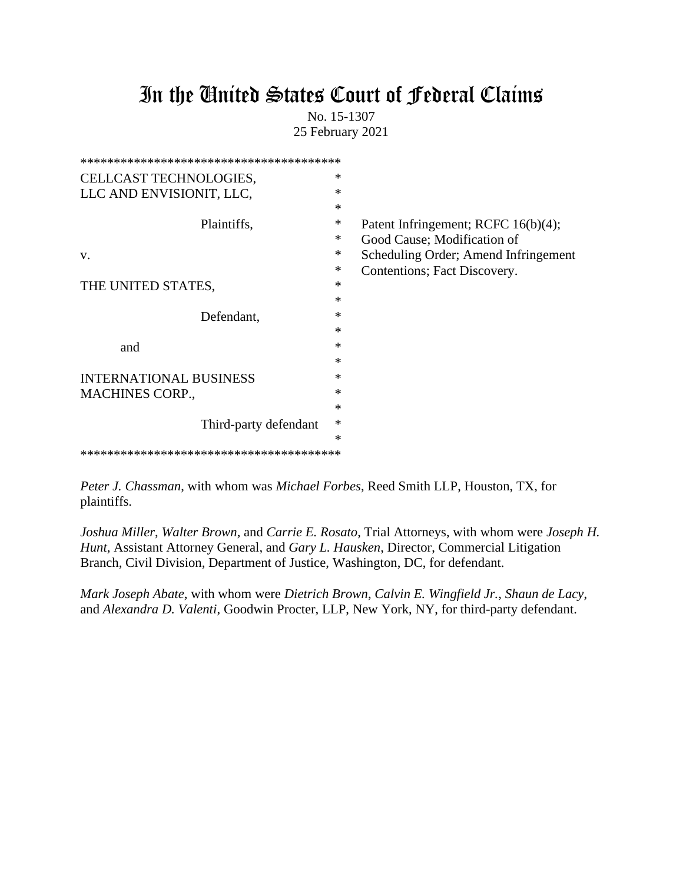# In the United States Court of Federal Claims

No. 15-1307
25 February 2021

```
***************************************
CELLCAST TECHNOLOGIES,                *
LLC AND ENVISIONIT, LLC,              *
                                      *
            Plaintiffs,               *    Patent Infringement; RCFC 16(b)(4);
                                      *    Good Cause; Modification of
v.                                    *    Scheduling Order; Amend Infringement
                                      *    Contentions; Fact Discovery.
THE UNITED STATES,                    *
                                      *
            Defendant,                *
                                      *
    and                               *
                                      *
INTERNATIONAL BUSINESS                *
MACHINES CORP.,                       *
                                      *
            Third-party defendant     *
                                      *
***************************************
```

*Peter J. Chassman*, with whom was *Michael Forbes*, Reed Smith LLP, Houston, TX, for plaintiffs.

*Joshua Miller*, *Walter Brown*, and *Carrie E. Rosato*, Trial Attorneys, with whom were *Joseph H. Hunt*, Assistant Attorney General, and *Gary L. Hausken*, Director, Commercial Litigation Branch, Civil Division, Department of Justice, Washington, DC, for defendant.

*Mark Joseph Abate*, with whom were *Dietrich Brown*, *Calvin E. Wingfield Jr.*, *Shaun de Lacy*, and *Alexandra D. Valenti*, Goodwin Procter, LLP, New York, NY, for third-party defendant.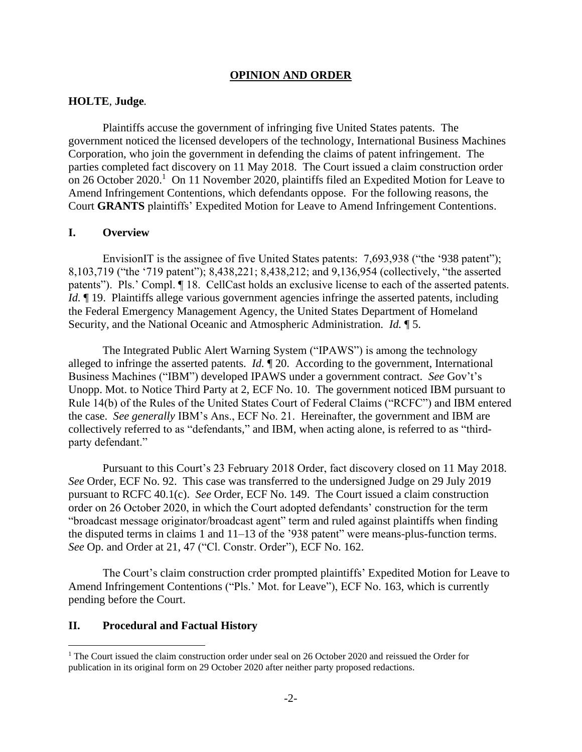## OPINION AND ORDER

**HOLTE**, **Judge**.

Plaintiffs accuse the government of infringing five United States patents. The government noticed the licensed developers of the technology, International Business Machines Corporation, who join the government in defending the claims of patent infringement. The parties completed fact discovery on 11 May 2018. The Court issued a claim construction order on 26 October 2020.[1] On 11 November 2020, plaintiffs filed an Expedited Motion for Leave to Amend Infringement Contentions, which defendants oppose. For the following reasons, the Court **GRANTS** plaintiffs' Expedited Motion for Leave to Amend Infringement Contentions.

## I. Overview

EnvisionIT is the assignee of five United States patents: 7,693,938 ("the '938 patent"); 8,103,719 ("the '719 patent"); 8,438,221; 8,438,212; and 9,136,954 (collectively, "the asserted patents"). Pls.' Compl. ¶ 18. CellCast holds an exclusive license to each of the asserted patents. *Id.* ¶ 19. Plaintiffs allege various government agencies infringe the asserted patents, including the Federal Emergency Management Agency, the United States Department of Homeland Security, and the National Oceanic and Atmospheric Administration. *Id.* ¶ 5.

The Integrated Public Alert Warning System ("IPAWS") is among the technology alleged to infringe the asserted patents. *Id.* ¶ 20. According to the government, International Business Machines ("IBM") developed IPAWS under a government contract. *See* Gov't's Unopp. Mot. to Notice Third Party at 2, ECF No. 10. The government noticed IBM pursuant to Rule 14(b) of the Rules of the United States Court of Federal Claims ("RCFC") and IBM entered the case. *See generally* IBM's Ans., ECF No. 21. Hereinafter, the government and IBM are collectively referred to as "defendants," and IBM, when acting alone, is referred to as "third-party defendant."

Pursuant to this Court's 23 February 2018 Order, fact discovery closed on 11 May 2018. *See* Order, ECF No. 92. This case was transferred to the undersigned Judge on 29 July 2019 pursuant to RCFC 40.1(c). *See* Order, ECF No. 149. The Court issued a claim construction order on 26 October 2020, in which the Court adopted defendants' construction for the term "broadcast message originator/broadcast agent" term and ruled against plaintiffs when finding the disputed terms in claims 1 and 11–13 of the '938 patent" were means-plus-function terms. *See* Op. and Order at 21, 47 ("Cl. Constr. Order"), ECF No. 162.

The Court's claim construction crder prompted plaintiffs' Expedited Motion for Leave to Amend Infringement Contentions ("Pls.' Mot. for Leave"), ECF No. 163, which is currently pending before the Court.

## II. Procedural and Factual History

[1] The Court issued the claim construction order under seal on 26 October 2020 and reissued the Order for publication in its original form on 29 October 2020 after neither party proposed redactions.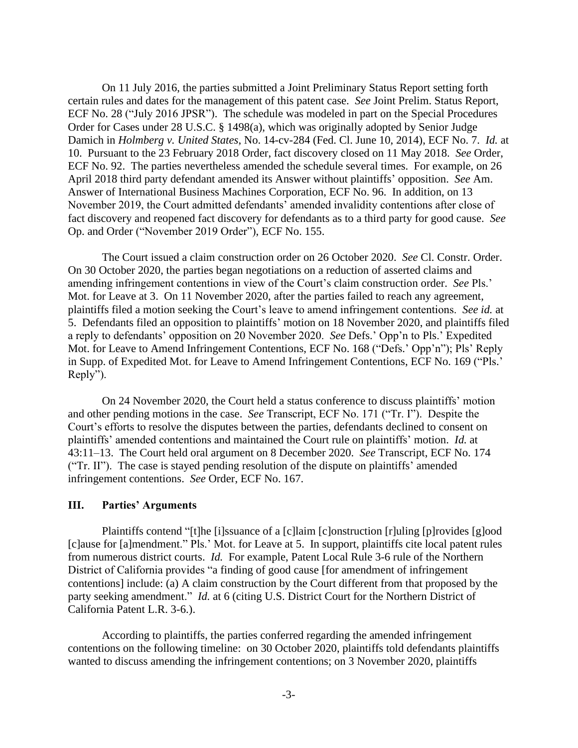On 11 July 2016, the parties submitted a Joint Preliminary Status Report setting forth certain rules and dates for the management of this patent case. *See* Joint Prelim. Status Report, ECF No. 28 ("July 2016 JPSR"). The schedule was modeled in part on the Special Procedures Order for Cases under 28 U.S.C. § 1498(a), which was originally adopted by Senior Judge Damich in *Holmberg v. United States*, No. 14-cv-284 (Fed. Cl. June 10, 2014), ECF No. 7. *Id.* at 10. Pursuant to the 23 February 2018 Order, fact discovery closed on 11 May 2018. *See* Order, ECF No. 92. The parties nevertheless amended the schedule several times. For example, on 26 April 2018 third party defendant amended its Answer without plaintiffs' opposition. *See* Am. Answer of International Business Machines Corporation, ECF No. 96. In addition, on 13 November 2019, the Court admitted defendants' amended invalidity contentions after close of fact discovery and reopened fact discovery for defendants as to a third party for good cause. *See* Op. and Order ("November 2019 Order"), ECF No. 155.

The Court issued a claim construction order on 26 October 2020. *See* Cl. Constr. Order. On 30 October 2020, the parties began negotiations on a reduction of asserted claims and amending infringement contentions in view of the Court's claim construction order. *See* Pls.' Mot. for Leave at 3. On 11 November 2020, after the parties failed to reach any agreement, plaintiffs filed a motion seeking the Court's leave to amend infringement contentions. *See id.* at 5. Defendants filed an opposition to plaintiffs' motion on 18 November 2020, and plaintiffs filed a reply to defendants' opposition on 20 November 2020. *See* Defs.' Opp'n to Pls.' Expedited Mot. for Leave to Amend Infringement Contentions, ECF No. 168 ("Defs.' Opp'n"); Pls' Reply in Supp. of Expedited Mot. for Leave to Amend Infringement Contentions, ECF No. 169 ("Pls.' Reply").

On 24 November 2020, the Court held a status conference to discuss plaintiffs' motion and other pending motions in the case. *See* Transcript, ECF No. 171 ("Tr. I"). Despite the Court's efforts to resolve the disputes between the parties, defendants declined to consent on plaintiffs' amended contentions and maintained the Court rule on plaintiffs' motion. *Id.* at 43:11–13. The Court held oral argument on 8 December 2020. *See* Transcript, ECF No. 174 ("Tr. II"). The case is stayed pending resolution of the dispute on plaintiffs' amended infringement contentions. *See* Order, ECF No. 167.

## III. Parties' Arguments

Plaintiffs contend "[t]he [i]ssuance of a [c]laim [c]onstruction [r]uling [p]rovides [g]ood [c]ause for [a]mendment." Pls.' Mot. for Leave at 5. In support, plaintiffs cite local patent rules from numerous district courts. *Id.* For example, Patent Local Rule 3-6 rule of the Northern District of California provides "a finding of good cause [for amendment of infringement contentions] include: (a) A claim construction by the Court different from that proposed by the party seeking amendment." *Id.* at 6 (citing U.S. District Court for the Northern District of California Patent L.R. 3-6.).

According to plaintiffs, the parties conferred regarding the amended infringement contentions on the following timeline: on 30 October 2020, plaintiffs told defendants plaintiffs wanted to discuss amending the infringement contentions; on 3 November 2020, plaintiffs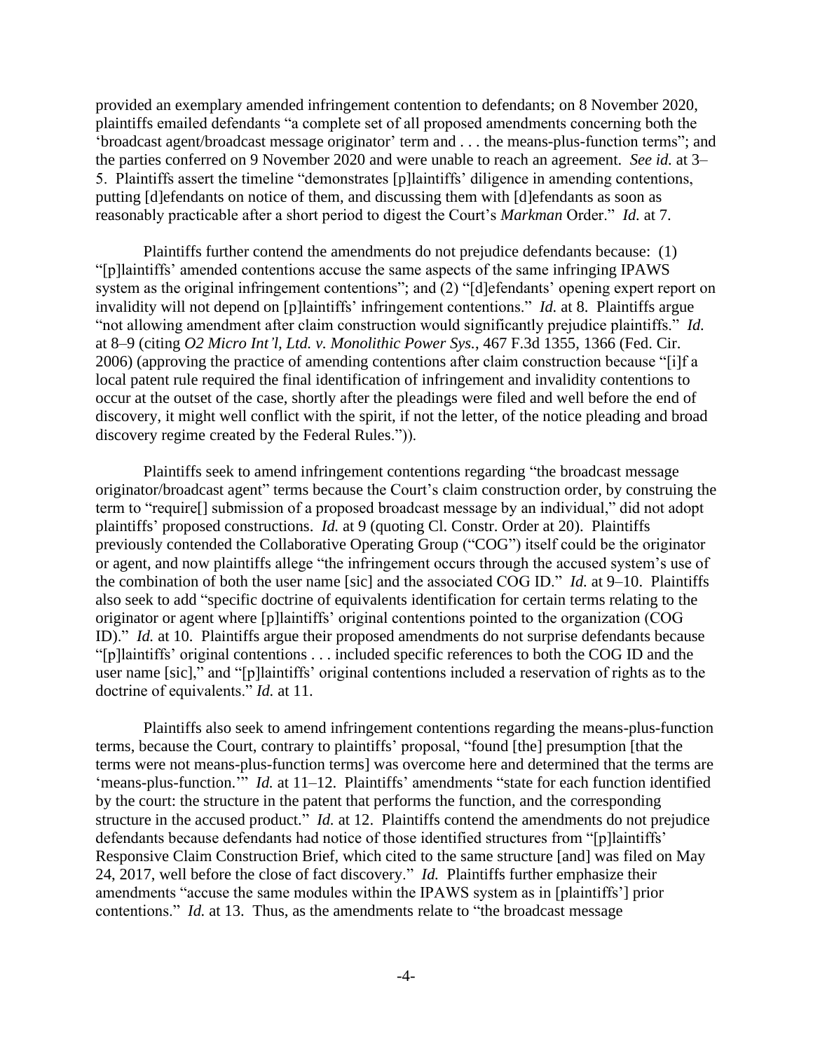provided an exemplary amended infringement contention to defendants; on 8 November 2020, plaintiffs emailed defendants "a complete set of all proposed amendments concerning both the 'broadcast agent/broadcast message originator' term and . . . the means-plus-function terms"; and the parties conferred on 9 November 2020 and were unable to reach an agreement. *See id.* at 3–5. Plaintiffs assert the timeline "demonstrates [p]laintiffs' diligence in amending contentions, putting [d]efendants on notice of them, and discussing them with [d]efendants as soon as reasonably practicable after a short period to digest the Court's *Markman* Order." *Id.* at 7.

Plaintiffs further contend the amendments do not prejudice defendants because: (1) "[p]laintiffs' amended contentions accuse the same aspects of the same infringing IPAWS system as the original infringement contentions"; and (2) "[d]efendants' opening expert report on invalidity will not depend on [p]laintiffs' infringement contentions." *Id.* at 8. Plaintiffs argue "not allowing amendment after claim construction would significantly prejudice plaintiffs." *Id.* at 8–9 (citing *O2 Micro Int'l, Ltd. v. Monolithic Power Sys.*, 467 F.3d 1355, 1366 (Fed. Cir. 2006) (approving the practice of amending contentions after claim construction because "[i]f a local patent rule required the final identification of infringement and invalidity contentions to occur at the outset of the case, shortly after the pleadings were filed and well before the end of discovery, it might well conflict with the spirit, if not the letter, of the notice pleading and broad discovery regime created by the Federal Rules.")).

Plaintiffs seek to amend infringement contentions regarding "the broadcast message originator/broadcast agent" terms because the Court's claim construction order, by construing the term to "require[] submission of a proposed broadcast message by an individual," did not adopt plaintiffs' proposed constructions. *Id.* at 9 (quoting Cl. Constr. Order at 20). Plaintiffs previously contended the Collaborative Operating Group ("COG") itself could be the originator or agent, and now plaintiffs allege "the infringement occurs through the accused system's use of the combination of both the user name [sic] and the associated COG ID." *Id.* at 9–10. Plaintiffs also seek to add "specific doctrine of equivalents identification for certain terms relating to the originator or agent where [p]laintiffs' original contentions pointed to the organization (COG ID)." *Id.* at 10. Plaintiffs argue their proposed amendments do not surprise defendants because "[p]laintiffs' original contentions . . . included specific references to both the COG ID and the user name [sic]," and "[p]laintiffs' original contentions included a reservation of rights as to the doctrine of equivalents." *Id.* at 11.

Plaintiffs also seek to amend infringement contentions regarding the means-plus-function terms, because the Court, contrary to plaintiffs' proposal, "found [the] presumption [that the terms were not means-plus-function terms] was overcome here and determined that the terms are 'means-plus-function.'" *Id.* at 11–12. Plaintiffs' amendments "state for each function identified by the court: the structure in the patent that performs the function, and the corresponding structure in the accused product." *Id.* at 12. Plaintiffs contend the amendments do not prejudice defendants because defendants had notice of those identified structures from "[p]laintiffs' Responsive Claim Construction Brief, which cited to the same structure [and] was filed on May 24, 2017, well before the close of fact discovery." *Id.* Plaintiffs further emphasize their amendments "accuse the same modules within the IPAWS system as in [plaintiffs'] prior contentions." *Id.* at 13. Thus, as the amendments relate to "the broadcast message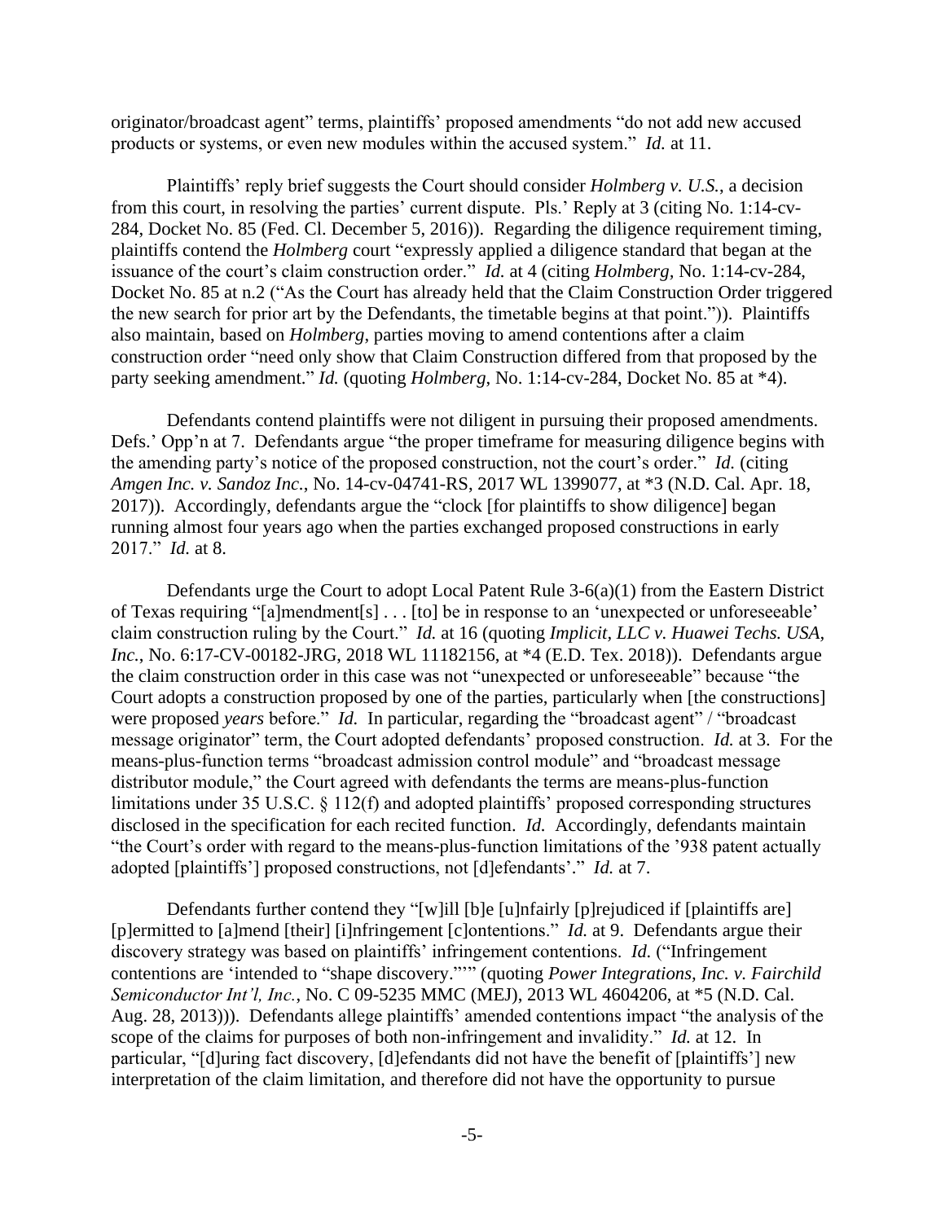originator/broadcast agent" terms, plaintiffs' proposed amendments "do not add new accused products or systems, or even new modules within the accused system." *Id.* at 11.

Plaintiffs' reply brief suggests the Court should consider *Holmberg v. U.S.*, a decision from this court, in resolving the parties' current dispute. Pls.' Reply at 3 (citing No. 1:14-cv-284, Docket No. 85 (Fed. Cl. December 5, 2016)). Regarding the diligence requirement timing, plaintiffs contend the *Holmberg* court "expressly applied a diligence standard that began at the issuance of the court's claim construction order." *Id.* at 4 (citing *Holmberg*, No. 1:14-cv-284, Docket No. 85 at n.2 ("As the Court has already held that the Claim Construction Order triggered the new search for prior art by the Defendants, the timetable begins at that point.")). Plaintiffs also maintain, based on *Holmberg*, parties moving to amend contentions after a claim construction order "need only show that Claim Construction differed from that proposed by the party seeking amendment." *Id.* (quoting *Holmberg*, No. 1:14-cv-284, Docket No. 85 at *4).

Defendants contend plaintiffs were not diligent in pursuing their proposed amendments. Defs.' Opp'n at 7. Defendants argue "the proper timeframe for measuring diligence begins with the amending party's notice of the proposed construction, not the court's order." *Id.* (citing *Amgen Inc. v. Sandoz Inc.*, No. 14-cv-04741-RS, 2017 WL 1399077, at *3 (N.D. Cal. Apr. 18, 2017)). Accordingly, defendants argue the "clock [for plaintiffs to show diligence] began running almost four years ago when the parties exchanged proposed constructions in early 2017." *Id.* at 8.

Defendants urge the Court to adopt Local Patent Rule 3-6(a)(1) from the Eastern District of Texas requiring "[a]mendment[s] . . . [to] be in response to an 'unexpected or unforeseeable' claim construction ruling by the Court." *Id.* at 16 (quoting *Implicit, LLC v. Huawei Techs. USA, Inc.*, No. 6:17-CV-00182-JRG, 2018 WL 11182156, at *4 (E.D. Tex. 2018)). Defendants argue the claim construction order in this case was not "unexpected or unforeseeable" because "the Court adopts a construction proposed by one of the parties, particularly when [the constructions] were proposed *years* before." *Id.* In particular, regarding the "broadcast agent" / "broadcast message originator" term, the Court adopted defendants' proposed construction. *Id.* at 3. For the means-plus-function terms "broadcast admission control module" and "broadcast message distributor module," the Court agreed with defendants the terms are means-plus-function limitations under 35 U.S.C. § 112(f) and adopted plaintiffs' proposed corresponding structures disclosed in the specification for each recited function. *Id.* Accordingly, defendants maintain "the Court's order with regard to the means-plus-function limitations of the '938 patent actually adopted [plaintiffs'] proposed constructions, not [d]efendants'." *Id.* at 7.

Defendants further contend they "[w]ill [b]e [u]nfairly [p]rejudiced if [plaintiffs are] [p]ermitted to [a]mend [their] [i]nfringement [c]ontentions." *Id.* at 9. Defendants argue their discovery strategy was based on plaintiffs' infringement contentions. *Id.* ("Infringement contentions are 'intended to "shape discovery."'" (quoting *Power Integrations, Inc. v. Fairchild Semiconductor Int'l, Inc.*, No. C 09-5235 MMC (MEJ), 2013 WL 4604206, at *5 (N.D. Cal. Aug. 28, 2013))). Defendants allege plaintiffs' amended contentions impact "the analysis of the scope of the claims for purposes of both non-infringement and invalidity." *Id.* at 12. In particular, "[d]uring fact discovery, [d]efendants did not have the benefit of [plaintiffs'] new interpretation of the claim limitation, and therefore did not have the opportunity to pursue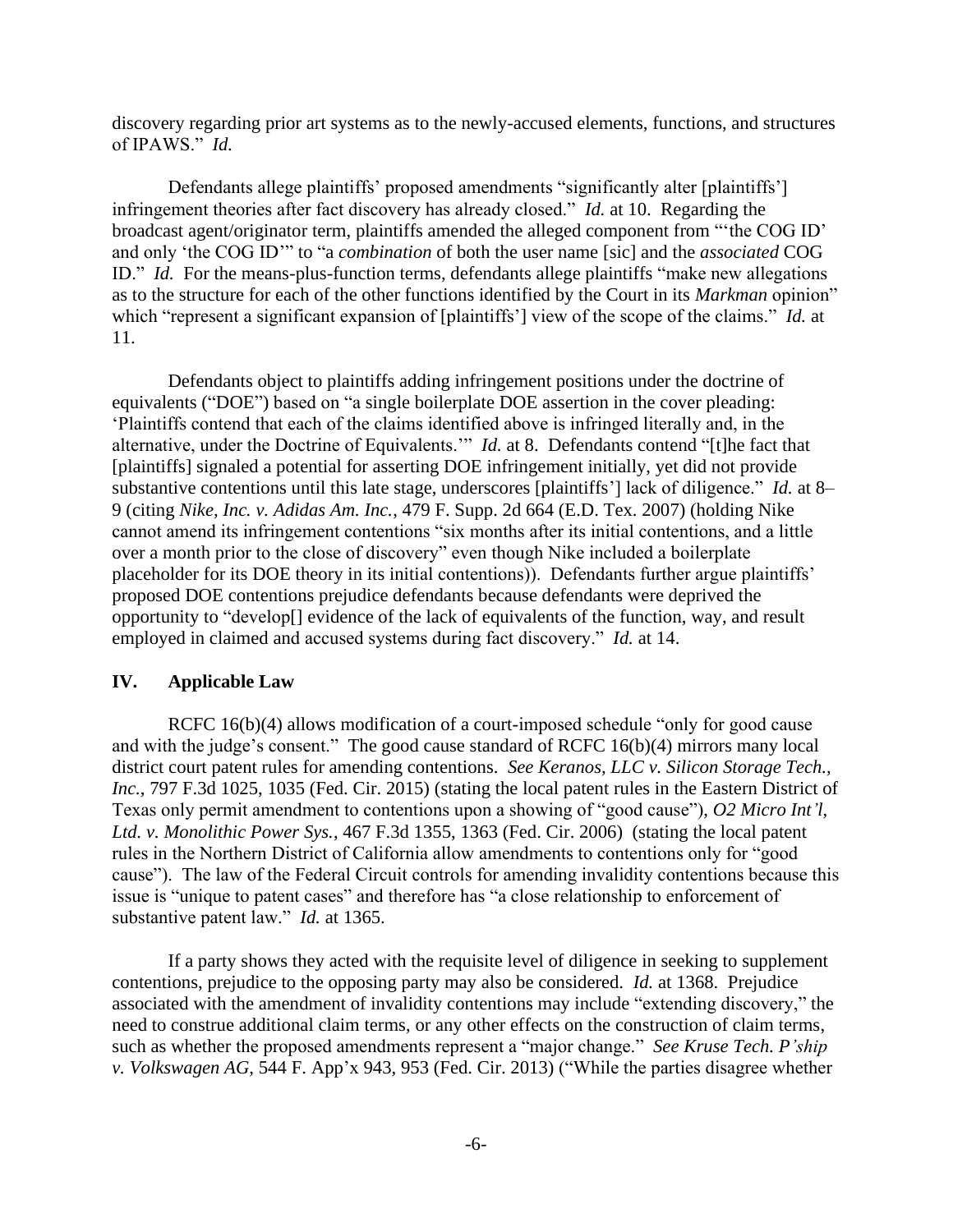discovery regarding prior art systems as to the newly-accused elements, functions, and structures of IPAWS." *Id.*

Defendants allege plaintiffs' proposed amendments "significantly alter [plaintiffs'] infringement theories after fact discovery has already closed." *Id.* at 10. Regarding the broadcast agent/originator term, plaintiffs amended the alleged component from "'the COG ID' and only 'the COG ID'" to "a *combination* of both the user name [sic] and the *associated* COG ID." *Id.* For the means-plus-function terms, defendants allege plaintiffs "make new allegations as to the structure for each of the other functions identified by the Court in its *Markman* opinion" which "represent a significant expansion of [plaintiffs'] view of the scope of the claims." *Id.* at 11.

Defendants object to plaintiffs adding infringement positions under the doctrine of equivalents ("DOE") based on "a single boilerplate DOE assertion in the cover pleading: 'Plaintiffs contend that each of the claims identified above is infringed literally and, in the alternative, under the Doctrine of Equivalents.'" *Id.* at 8. Defendants contend "[t]he fact that [plaintiffs] signaled a potential for asserting DOE infringement initially, yet did not provide substantive contentions until this late stage, underscores [plaintiffs'] lack of diligence." *Id.* at 8–9 (citing *Nike, Inc. v. Adidas Am. Inc.*, 479 F. Supp. 2d 664 (E.D. Tex. 2007) (holding Nike cannot amend its infringement contentions "six months after its initial contentions, and a little over a month prior to the close of discovery" even though Nike included a boilerplate placeholder for its DOE theory in its initial contentions)). Defendants further argue plaintiffs' proposed DOE contentions prejudice defendants because defendants were deprived the opportunity to "develop[] evidence of the lack of equivalents of the function, way, and result employed in claimed and accused systems during fact discovery." *Id.* at 14.

## IV. Applicable Law

RCFC 16(b)(4) allows modification of a court-imposed schedule "only for good cause and with the judge's consent." The good cause standard of RCFC 16(b)(4) mirrors many local district court patent rules for amending contentions. *See Keranos, LLC v. Silicon Storage Tech., Inc.*, 797 F.3d 1025, 1035 (Fed. Cir. 2015) (stating the local patent rules in the Eastern District of Texas only permit amendment to contentions upon a showing of "good cause"), *O2 Micro Int'l, Ltd. v. Monolithic Power Sys.*, 467 F.3d 1355, 1363 (Fed. Cir. 2006) (stating the local patent rules in the Northern District of California allow amendments to contentions only for "good cause"). The law of the Federal Circuit controls for amending invalidity contentions because this issue is "unique to patent cases" and therefore has "a close relationship to enforcement of substantive patent law." *Id.* at 1365.

If a party shows they acted with the requisite level of diligence in seeking to supplement contentions, prejudice to the opposing party may also be considered. *Id.* at 1368. Prejudice associated with the amendment of invalidity contentions may include "extending discovery," the need to construe additional claim terms, or any other effects on the construction of claim terms, such as whether the proposed amendments represent a "major change." *See Kruse Tech. P'ship v. Volkswagen AG*, 544 F. App'x 943, 953 (Fed. Cir. 2013) ("While the parties disagree whether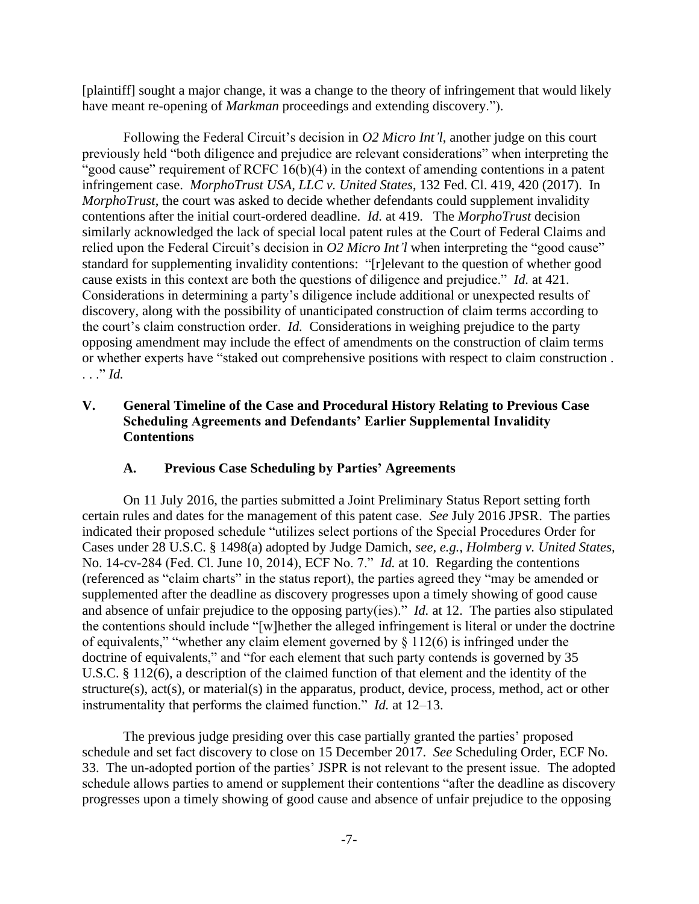[plaintiff] sought a major change, it was a change to the theory of infringement that would likely have meant re-opening of *Markman* proceedings and extending discovery.").

Following the Federal Circuit's decision in *O2 Micro Int'l*, another judge on this court previously held "both diligence and prejudice are relevant considerations" when interpreting the "good cause" requirement of RCFC 16(b)(4) in the context of amending contentions in a patent infringement case. *MorphoTrust USA, LLC v. United States*, 132 Fed. Cl. 419, 420 (2017). In *MorphoTrust*, the court was asked to decide whether defendants could supplement invalidity contentions after the initial court-ordered deadline. *Id.* at 419. The *MorphoTrust* decision similarly acknowledged the lack of special local patent rules at the Court of Federal Claims and relied upon the Federal Circuit's decision in *O2 Micro Int'l* when interpreting the "good cause" standard for supplementing invalidity contentions: "[r]elevant to the question of whether good cause exists in this context are both the questions of diligence and prejudice." *Id.* at 421. Considerations in determining a party's diligence include additional or unexpected results of discovery, along with the possibility of unanticipated construction of claim terms according to the court's claim construction order. *Id.* Considerations in weighing prejudice to the party opposing amendment may include the effect of amendments on the construction of claim terms or whether experts have "staked out comprehensive positions with respect to claim construction . . . ." *Id.*

## V. General Timeline of the Case and Procedural History Relating to Previous Case Scheduling Agreements and Defendants' Earlier Supplemental Invalidity Contentions

### A. Previous Case Scheduling by Parties' Agreements

On 11 July 2016, the parties submitted a Joint Preliminary Status Report setting forth certain rules and dates for the management of this patent case. *See* July 2016 JPSR. The parties indicated their proposed schedule "utilizes select portions of the Special Procedures Order for Cases under 28 U.S.C. § 1498(a) adopted by Judge Damich, *see, e.g.*, *Holmberg v. United States*, No. 14-cv-284 (Fed. Cl. June 10, 2014), ECF No. 7." *Id.* at 10. Regarding the contentions (referenced as "claim charts" in the status report), the parties agreed they "may be amended or supplemented after the deadline as discovery progresses upon a timely showing of good cause and absence of unfair prejudice to the opposing party(ies)." *Id.* at 12. The parties also stipulated the contentions should include "[w]hether the alleged infringement is literal or under the doctrine of equivalents," "whether any claim element governed by § 112(6) is infringed under the doctrine of equivalents," and "for each element that such party contends is governed by 35 U.S.C. § 112(6), a description of the claimed function of that element and the identity of the structure(s), act(s), or material(s) in the apparatus, product, device, process, method, act or other instrumentality that performs the claimed function." *Id.* at 12–13.

The previous judge presiding over this case partially granted the parties' proposed schedule and set fact discovery to close on 15 December 2017. *See* Scheduling Order, ECF No. 33. The un-adopted portion of the parties' JPSR is not relevant to the present issue. The adopted schedule allows parties to amend or supplement their contentions "after the deadline as discovery progresses upon a timely showing of good cause and absence of unfair prejudice to the opposing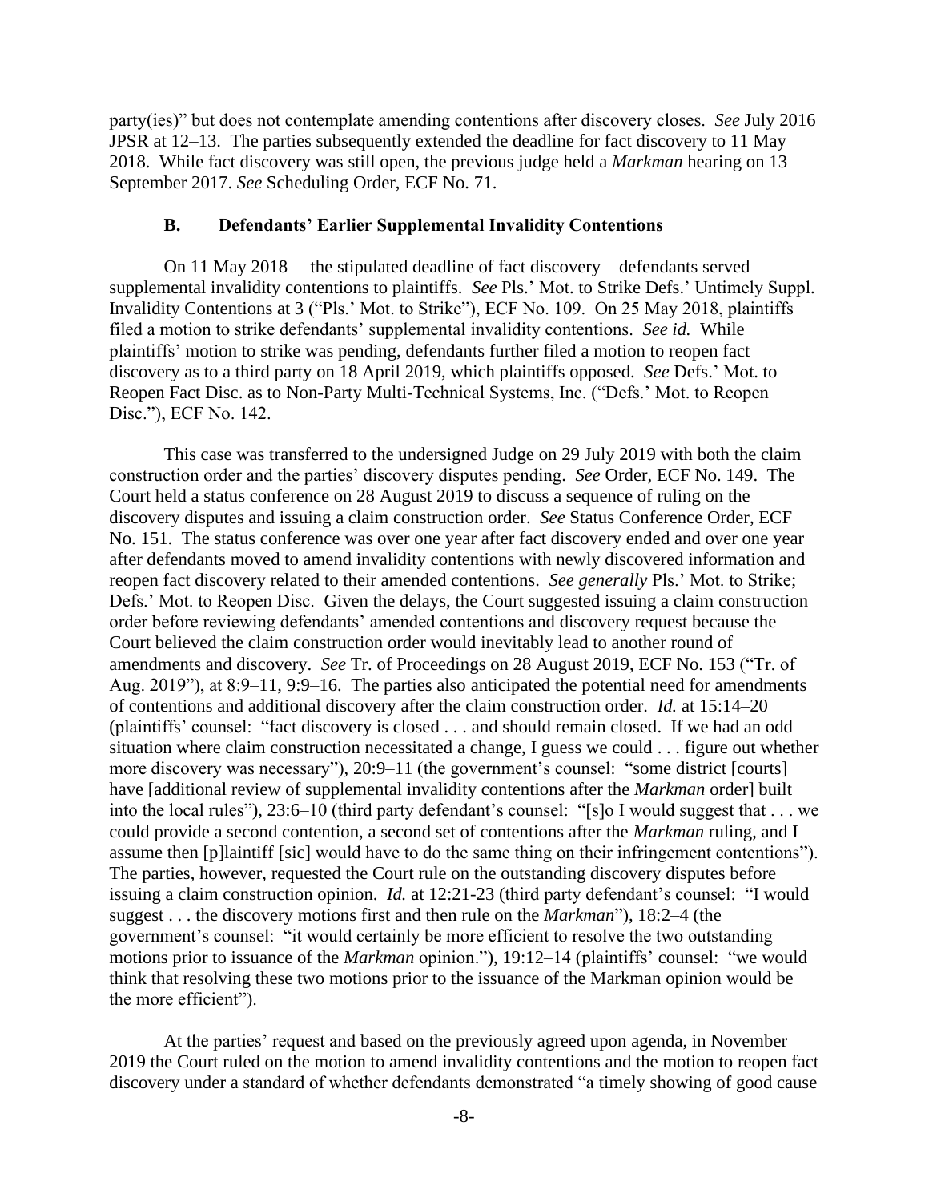party(ies)" but does not contemplate amending contentions after discovery closes. *See* July 2016 JPSR at 12–13. The parties subsequently extended the deadline for fact discovery to 11 May 2018. While fact discovery was still open, the previous judge held a *Markman* hearing on 13 September 2017. *See* Scheduling Order, ECF No. 71.

### B. Defendants' Earlier Supplemental Invalidity Contentions

On 11 May 2018— the stipulated deadline of fact discovery—defendants served supplemental invalidity contentions to plaintiffs. *See* Pls.' Mot. to Strike Defs.' Untimely Suppl. Invalidity Contentions at 3 ("Pls.' Mot. to Strike"), ECF No. 109. On 25 May 2018, plaintiffs filed a motion to strike defendants' supplemental invalidity contentions. *See id.* While plaintiffs' motion to strike was pending, defendants further filed a motion to reopen fact discovery as to a third party on 18 April 2019, which plaintiffs opposed. *See* Defs.' Mot. to Reopen Fact Disc. as to Non-Party Multi-Technical Systems, Inc. ("Defs.' Mot. to Reopen Disc."), ECF No. 142.

This case was transferred to the undersigned Judge on 29 July 2019 with both the claim construction order and the parties' discovery disputes pending. *See* Order, ECF No. 149. The Court held a status conference on 28 August 2019 to discuss a sequence of ruling on the discovery disputes and issuing a claim construction order. *See* Status Conference Order, ECF No. 151. The status conference was over one year after fact discovery ended and over one year after defendants moved to amend invalidity contentions with newly discovered information and reopen fact discovery related to their amended contentions. *See generally* Pls.' Mot. to Strike; Defs.' Mot. to Reopen Disc. Given the delays, the Court suggested issuing a claim construction order before reviewing defendants' amended contentions and discovery request because the Court believed the claim construction order would inevitably lead to another round of amendments and discovery. *See* Tr. of Proceedings on 28 August 2019, ECF No. 153 ("Tr. of Aug. 2019"), at 8:9–11, 9:9–16. The parties also anticipated the potential need for amendments of contentions and additional discovery after the claim construction order. *Id.* at 15:14–20 (plaintiffs' counsel: "fact discovery is closed . . . and should remain closed. If we had an odd situation where claim construction necessitated a change, I guess we could . . . figure out whether more discovery was necessary"), 20:9–11 (the government's counsel: "some district [courts] have [additional review of supplemental invalidity contentions after the *Markman* order] built into the local rules"), 23:6–10 (third party defendant's counsel: "[s]o I would suggest that . . . we could provide a second contention, a second set of contentions after the *Markman* ruling, and I assume then [p]laintiff [sic] would have to do the same thing on their infringement contentions"). The parties, however, requested the Court rule on the outstanding discovery disputes before issuing a claim construction opinion. *Id.* at 12:21-23 (third party defendant's counsel: "I would suggest . . . the discovery motions first and then rule on the *Markman*"), 18:2–4 (the government's counsel: "it would certainly be more efficient to resolve the two outstanding motions prior to issuance of the *Markman* opinion."), 19:12–14 (plaintiffs' counsel: "we would think that resolving these two motions prior to the issuance of the Markman opinion would be the more efficient").

At the parties' request and based on the previously agreed upon agenda, in November 2019 the Court ruled on the motion to amend invalidity contentions and the motion to reopen fact discovery under a standard of whether defendants demonstrated "a timely showing of good cause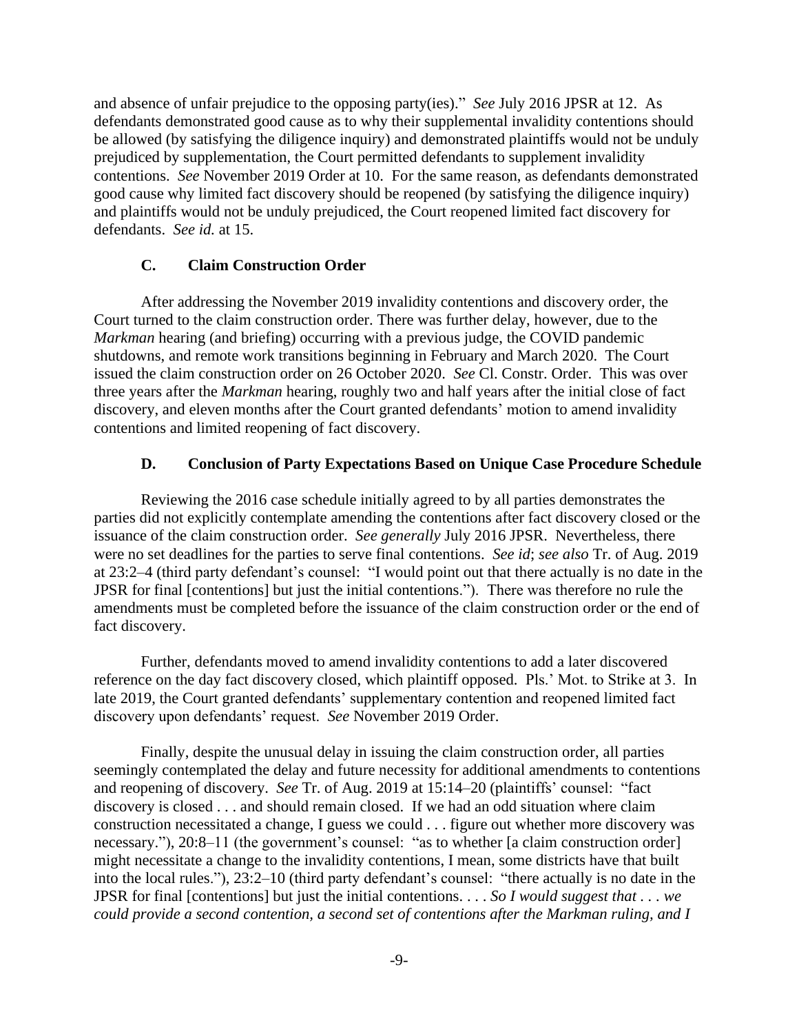and absence of unfair prejudice to the opposing party(ies)." *See* July 2016 JPSR at 12. As defendants demonstrated good cause as to why their supplemental invalidity contentions should be allowed (by satisfying the diligence inquiry) and demonstrated plaintiffs would not be unduly prejudiced by supplementation, the Court permitted defendants to supplement invalidity contentions. *See* November 2019 Order at 10. For the same reason, as defendants demonstrated good cause why limited fact discovery should be reopened (by satisfying the diligence inquiry) and plaintiffs would not be unduly prejudiced, the Court reopened limited fact discovery for defendants. *See id.* at 15.

### C. Claim Construction Order

After addressing the November 2019 invalidity contentions and discovery order, the Court turned to the claim construction order. There was further delay, however, due to the *Markman* hearing (and briefing) occurring with a previous judge, the COVID pandemic shutdowns, and remote work transitions beginning in February and March 2020. The Court issued the claim construction order on 26 October 2020. *See* Cl. Constr. Order. This was over three years after the *Markman* hearing, roughly two and half years after the initial close of fact discovery, and eleven months after the Court granted defendants' motion to amend invalidity contentions and limited reopening of fact discovery.

### D. Conclusion of Party Expectations Based on Unique Case Procedure Schedule

Reviewing the 2016 case schedule initially agreed to by all parties demonstrates the parties did not explicitly contemplate amending the contentions after fact discovery closed or the issuance of the claim construction order. *See generally* July 2016 JPSR. Nevertheless, there were no set deadlines for the parties to serve final contentions. *See id*; *see also* Tr. of Aug. 2019 at 23:2–4 (third party defendant's counsel: "I would point out that there actually is no date in the JPSR for final [contentions] but just the initial contentions."). There was therefore no rule the amendments must be completed before the issuance of the claim construction order or the end of fact discovery.

Further, defendants moved to amend invalidity contentions to add a later discovered reference on the day fact discovery closed, which plaintiff opposed. Pls.' Mot. to Strike at 3. In late 2019, the Court granted defendants' supplementary contention and reopened limited fact discovery upon defendants' request. *See* November 2019 Order.

Finally, despite the unusual delay in issuing the claim construction order, all parties seemingly contemplated the delay and future necessity for additional amendments to contentions and reopening of discovery. *See* Tr. of Aug. 2019 at 15:14–20 (plaintiffs' counsel: "fact discovery is closed . . . and should remain closed. If we had an odd situation where claim construction necessitated a change, I guess we could . . . figure out whether more discovery was necessary."), 20:8–11 (the government's counsel: "as to whether [a claim construction order] might necessitate a change to the invalidity contentions, I mean, some districts have that built into the local rules."), 23:2–10 (third party defendant's counsel: "there actually is no date in the JPSR for final [contentions] but just the initial contentions. . . . *So I would suggest that . . . we could provide a second contention, a second set of contentions after the Markman ruling, and I*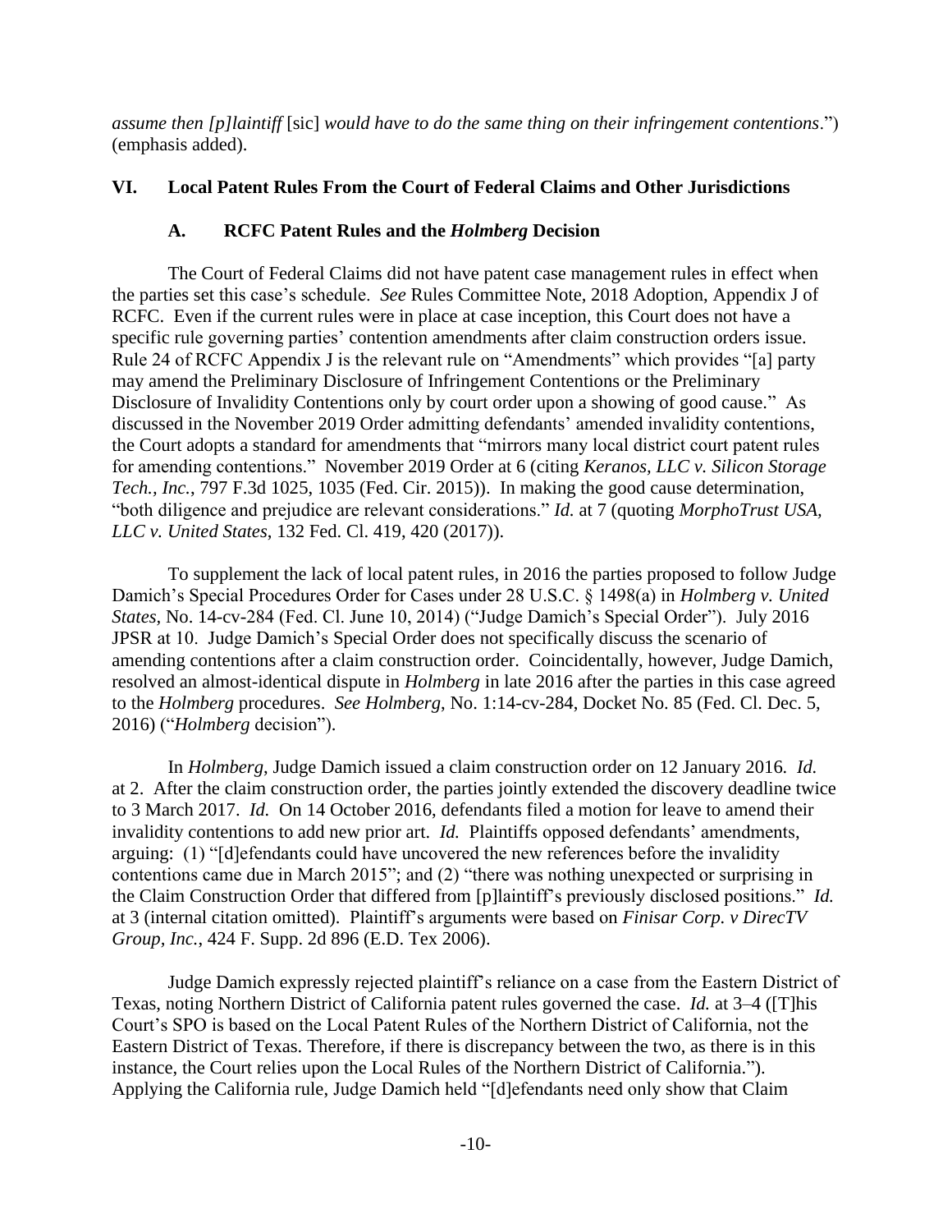*assume then [p]laintiff* [sic] *would have to do the same thing on their infringement contentions*.") (emphasis added).

## VI. Local Patent Rules From the Court of Federal Claims and Other Jurisdictions

### A. RCFC Patent Rules and the *Holmberg* Decision

The Court of Federal Claims did not have patent case management rules in effect when the parties set this case's schedule. *See* Rules Committee Note, 2018 Adoption, Appendix J of RCFC. Even if the current rules were in place at case inception, this Court does not have a specific rule governing parties' contention amendments after claim construction orders issue. Rule 24 of RCFC Appendix J is the relevant rule on "Amendments" which provides "[a] party may amend the Preliminary Disclosure of Infringement Contentions or the Preliminary Disclosure of Invalidity Contentions only by court order upon a showing of good cause." As discussed in the November 2019 Order admitting defendants' amended invalidity contentions, the Court adopts a standard for amendments that "mirrors many local district court patent rules for amending contentions." November 2019 Order at 6 (citing *Keranos, LLC v. Silicon Storage Tech., Inc.*, 797 F.3d 1025, 1035 (Fed. Cir. 2015)). In making the good cause determination, "both diligence and prejudice are relevant considerations." *Id.* at 7 (quoting *MorphoTrust USA, LLC v. United States*, 132 Fed. Cl. 419, 420 (2017)).

To supplement the lack of local patent rules, in 2016 the parties proposed to follow Judge Damich's Special Procedures Order for Cases under 28 U.S.C. § 1498(a) in *Holmberg v. United States*, No. 14-cv-284 (Fed. Cl. June 10, 2014) ("Judge Damich's Special Order"). July 2016 JPSR at 10. Judge Damich's Special Order does not specifically discuss the scenario of amending contentions after a claim construction order. Coincidentally, however, Judge Damich, resolved an almost-identical dispute in *Holmberg* in late 2016 after the parties in this case agreed to the *Holmberg* procedures. *See Holmberg*, No. 1:14-cv-284, Docket No. 85 (Fed. Cl. Dec. 5, 2016) ("*Holmberg* decision").

In *Holmberg*, Judge Damich issued a claim construction order on 12 January 2016. *Id.* at 2. After the claim construction order, the parties jointly extended the discovery deadline twice to 3 March 2017. *Id.* On 14 October 2016, defendants filed a motion for leave to amend their invalidity contentions to add new prior art. *Id.* Plaintiffs opposed defendants' amendments, arguing: (1) "[d]efendants could have uncovered the new references before the invalidity contentions came due in March 2015"; and (2) "there was nothing unexpected or surprising in the Claim Construction Order that differed from [p]laintiff's previously disclosed positions." *Id.* at 3 (internal citation omitted). Plaintiff's arguments were based on *Finisar Corp. v DirecTV Group, Inc.*, 424 F. Supp. 2d 896 (E.D. Tex 2006).

Judge Damich expressly rejected plaintiff's reliance on a case from the Eastern District of Texas, noting Northern District of California patent rules governed the case. *Id.* at 3–4 ([T]his Court's SPO is based on the Local Patent Rules of the Northern District of California, not the Eastern District of Texas. Therefore, if there is discrepancy between the two, as there is in this instance, the Court relies upon the Local Rules of the Northern District of California."). Applying the California rule, Judge Damich held "[d]efendants need only show that Claim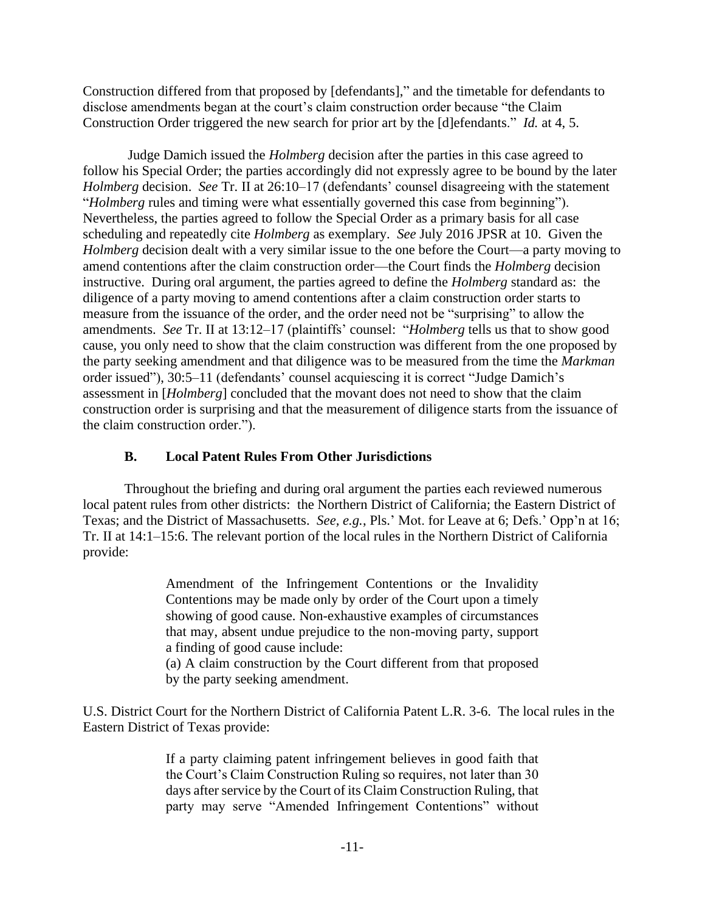Construction differed from that proposed by [defendants]," and the timetable for defendants to disclose amendments began at the court's claim construction order because "the Claim Construction Order triggered the new search for prior art by the [d]efendants." *Id.* at 4, 5.

Judge Damich issued the *Holmberg* decision after the parties in this case agreed to follow his Special Order; the parties accordingly did not expressly agree to be bound by the later *Holmberg* decision. *See* Tr. II at 26:10–17 (defendants' counsel disagreeing with the statement "*Holmberg* rules and timing were what essentially governed this case from beginning"). Nevertheless, the parties agreed to follow the Special Order as a primary basis for all case scheduling and repeatedly cite *Holmberg* as exemplary. *See* July 2016 JPSR at 10. Given the *Holmberg* decision dealt with a very similar issue to the one before the Court—a party moving to amend contentions after the claim construction order—the Court finds the *Holmberg* decision instructive. During oral argument, the parties agreed to define the *Holmberg* standard as: the diligence of a party moving to amend contentions after a claim construction order starts to measure from the issuance of the order, and the order need not be "surprising" to allow the amendments. *See* Tr. II at 13:12–17 (plaintiffs' counsel: "*Holmberg* tells us that to show good cause, you only need to show that the claim construction was different from the one proposed by the party seeking amendment and that diligence was to be measured from the time the *Markman* order issued"), 30:5–11 (defendants' counsel acquiescing it is correct "Judge Damich's assessment in [*Holmberg*] concluded that the movant does not need to show that the claim construction order is surprising and that the measurement of diligence starts from the issuance of the claim construction order.").

### B. Local Patent Rules From Other Jurisdictions

Throughout the briefing and during oral argument the parties each reviewed numerous local patent rules from other districts: the Northern District of California; the Eastern District of Texas; and the District of Massachusetts. *See, e.g.*, Pls.' Mot. for Leave at 6; Defs.' Opp'n at 16; Tr. II at 14:1–15:6. The relevant portion of the local rules in the Northern District of California provide:

> Amendment of the Infringement Contentions or the Invalidity Contentions may be made only by order of the Court upon a timely showing of good cause. Non-exhaustive examples of circumstances that may, absent undue prejudice to the non-moving party, support a finding of good cause include:
> (a) A claim construction by the Court different from that proposed by the party seeking amendment.

U.S. District Court for the Northern District of California Patent L.R. 3-6. The local rules in the Eastern District of Texas provide:

> If a party claiming patent infringement believes in good faith that the Court's Claim Construction Ruling so requires, not later than 30 days after service by the Court of its Claim Construction Ruling, that party may serve "Amended Infringement Contentions" without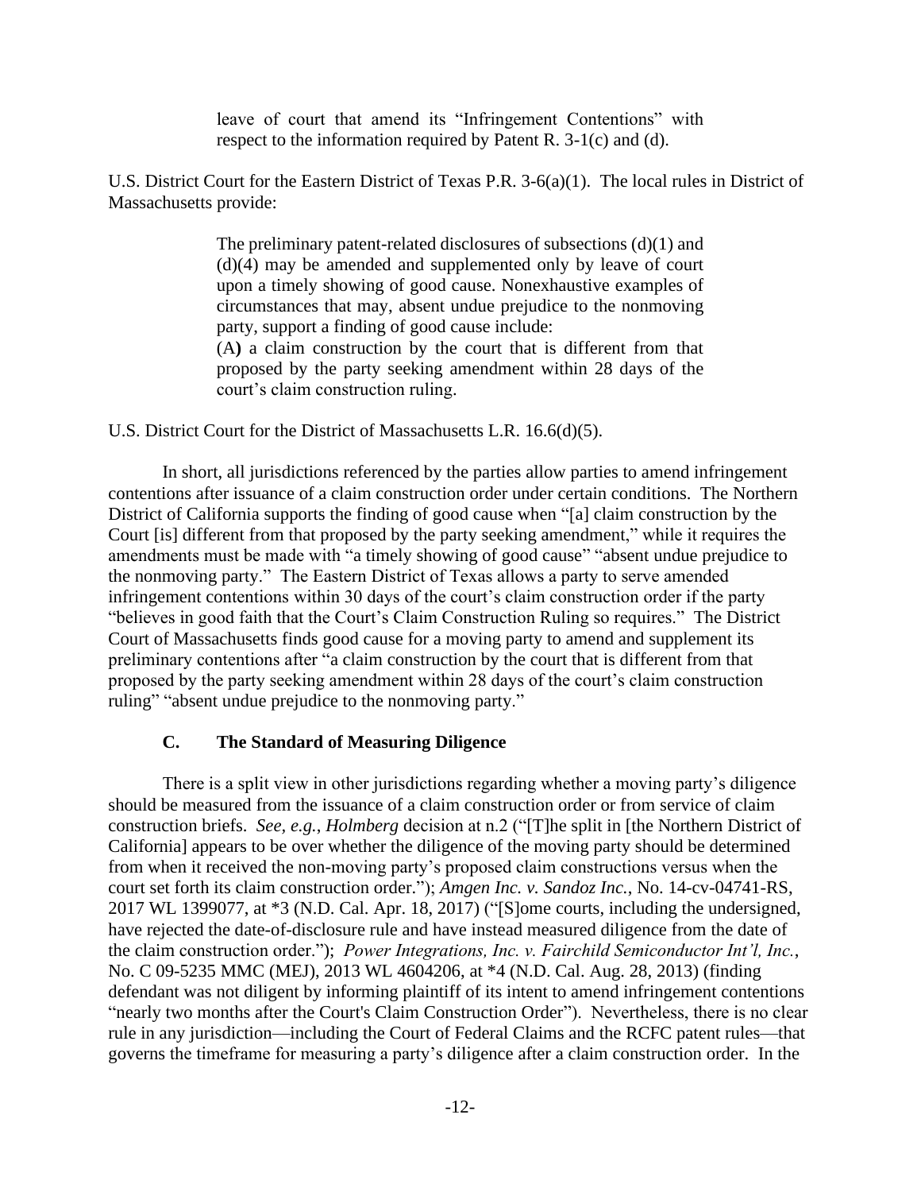> leave of court that amend its "Infringement Contentions" with respect to the information required by Patent R. 3-1(c) and (d).

U.S. District Court for the Eastern District of Texas P.R. 3-6(a)(1). The local rules in District of Massachusetts provide:

> The preliminary patent-related disclosures of subsections (d)(1) and (d)(4) may be amended and supplemented only by leave of court upon a timely showing of good cause. Nonexhaustive examples of circumstances that may, absent undue prejudice to the nonmoving party, support a finding of good cause include:
>
> (A**)** a claim construction by the court that is different from that proposed by the party seeking amendment within 28 days of the court's claim construction ruling.

U.S. District Court for the District of Massachusetts L.R. 16.6(d)(5).

In short, all jurisdictions referenced by the parties allow parties to amend infringement contentions after issuance of a claim construction order under certain conditions. The Northern District of California supports the finding of good cause when "[a] claim construction by the Court [is] different from that proposed by the party seeking amendment," while it requires the amendments must be made with "a timely showing of good cause" "absent undue prejudice to the nonmoving party." The Eastern District of Texas allows a party to serve amended infringement contentions within 30 days of the court's claim construction order if the party "believes in good faith that the Court's Claim Construction Ruling so requires." The District Court of Massachusetts finds good cause for a moving party to amend and supplement its preliminary contentions after "a claim construction by the court that is different from that proposed by the party seeking amendment within 28 days of the court's claim construction ruling" "absent undue prejudice to the nonmoving party."

### C. The Standard of Measuring Diligence

There is a split view in other jurisdictions regarding whether a moving party's diligence should be measured from the issuance of a claim construction order or from service of claim construction briefs. *See, e.g.*, *Holmberg* decision at n.2 ("[T]he split in [the Northern District of California] appears to be over whether the diligence of the moving party should be determined from when it received the non-moving party's proposed claim constructions versus when the court set forth its claim construction order."); *Amgen Inc. v. Sandoz Inc.*, No. 14-cv-04741-RS, 2017 WL 1399077, at *3 (N.D. Cal. Apr. 18, 2017) ("[S]ome courts, including the undersigned, have rejected the date-of-disclosure rule and have instead measured diligence from the date of the claim construction order."); *Power Integrations, Inc. v. Fairchild Semiconductor Int'l, Inc.*, No. C 09-5235 MMC (MEJ), 2013 WL 4604206, at *4 (N.D. Cal. Aug. 28, 2013) (finding defendant was not diligent by informing plaintiff of its intent to amend infringement contentions "nearly two months after the Court's Claim Construction Order"). Nevertheless, there is no clear rule in any jurisdiction—including the Court of Federal Claims and the RCFC patent rules—that governs the timeframe for measuring a party's diligence after a claim construction order. In the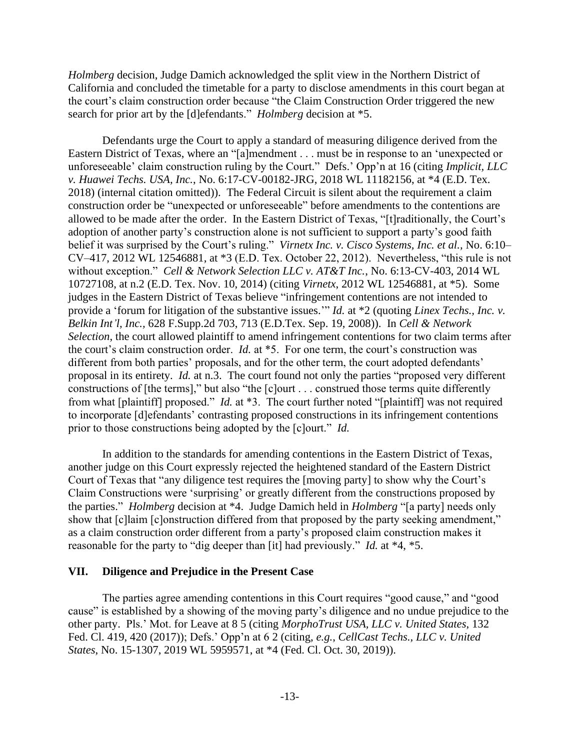*Holmberg* decision, Judge Damich acknowledged the split view in the Northern District of California and concluded the timetable for a party to disclose amendments in this court began at the court's claim construction order because "the Claim Construction Order triggered the new search for prior art by the [d]efendants." *Holmberg* decision at *5.

Defendants urge the Court to apply a standard of measuring diligence derived from the Eastern District of Texas, where an "[a]mendment . . . must be in response to an 'unexpected or unforeseeable' claim construction ruling by the Court." Defs.' Opp'n at 16 (citing *Implicit, LLC v. Huawei Techs. USA, Inc.*, No. 6:17-CV-00182-JRG, 2018 WL 11182156, at *4 (E.D. Tex. 2018) (internal citation omitted)). The Federal Circuit is silent about the requirement a claim construction order be "unexpected or unforeseeable" before amendments to the contentions are allowed to be made after the order. In the Eastern District of Texas, "[t]raditionally, the Court's adoption of another party's construction alone is not sufficient to support a party's good faith belief it was surprised by the Court's ruling." *Virnetx Inc. v. Cisco Systems, Inc. et al.*, No. 6:10–CV–417, 2012 WL 12546881, at *3 (E.D. Tex. October 22, 2012). Nevertheless, "this rule is not without exception." *Cell & Network Selection LLC v. AT&T Inc.*, No. 6:13-CV-403, 2014 WL 10727108, at n.2 (E.D. Tex. Nov. 10, 2014) (citing *Virnetx*, 2012 WL 12546881, at *5). Some judges in the Eastern District of Texas believe "infringement contentions are not intended to provide a 'forum for litigation of the substantive issues.'" *Id.* at *2 (quoting *Linex Techs., Inc. v. Belkin Int'l, Inc.*, 628 F.Supp.2d 703, 713 (E.D.Tex. Sep. 19, 2008)). In *Cell & Network Selection*, the court allowed plaintiff to amend infringement contentions for two claim terms after the court's claim construction order. *Id.* at *5. For one term, the court's construction was different from both parties' proposals, and for the other term, the court adopted defendants' proposal in its entirety. *Id.* at n.3. The court found not only the parties "proposed very different constructions of [the terms]," but also "the [c]ourt . . . construed those terms quite differently from what [plaintiff] proposed." *Id.* at *3. The court further noted "[plaintiff] was not required to incorporate [d]efendants' contrasting proposed constructions in its infringement contentions prior to those constructions being adopted by the [c]ourt." *Id.*

In addition to the standards for amending contentions in the Eastern District of Texas, another judge on this Court expressly rejected the heightened standard of the Eastern District Court of Texas that "any diligence test requires the [moving party] to show why the Court's Claim Constructions were 'surprising' or greatly different from the constructions proposed by the parties." *Holmberg* decision at *4. Judge Damich held in *Holmberg* "[a party] needs only show that [c]laim [c]onstruction differed from that proposed by the party seeking amendment," as a claim construction order different from a party's proposed claim construction makes it reasonable for the party to "dig deeper than [it] had previously." *Id.* at *4, *5.

## VII. Diligence and Prejudice in the Present Case

The parties agree amending contentions in this Court requires "good cause," and "good cause" is established by a showing of the moving party's diligence and no undue prejudice to the other party. Pls.' Mot. for Leave at 8 5 (citing *MorphoTrust USA, LLC v. United States*, 132 Fed. Cl. 419, 420 (2017)); Defs.' Opp'n at 6 2 (citing, *e.g.*, *CellCast Techs., LLC v. United States*, No. 15-1307, 2019 WL 5959571, at *4 (Fed. Cl. Oct. 30, 2019)).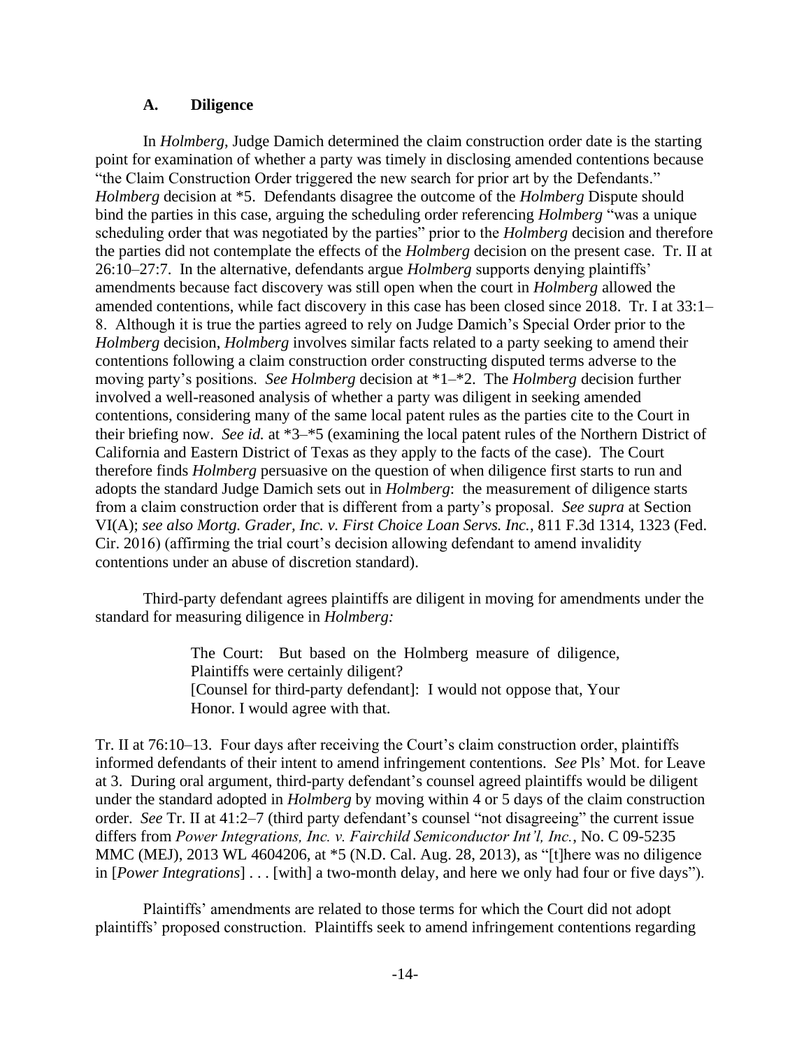### A. Diligence

In *Holmberg*, Judge Damich determined the claim construction order date is the starting point for examination of whether a party was timely in disclosing amended contentions because "the Claim Construction Order triggered the new search for prior art by the Defendants." *Holmberg* decision at *5. Defendants disagree the outcome of the *Holmberg* Dispute should bind the parties in this case, arguing the scheduling order referencing *Holmberg* "was a unique scheduling order that was negotiated by the parties" prior to the *Holmberg* decision and therefore the parties did not contemplate the effects of the *Holmberg* decision on the present case. Tr. II at 26:10–27:7. In the alternative, defendants argue *Holmberg* supports denying plaintiffs' amendments because fact discovery was still open when the court in *Holmberg* allowed the amended contentions, while fact discovery in this case has been closed since 2018. Tr. I at 33:1–8. Although it is true the parties agreed to rely on Judge Damich's Special Order prior to the *Holmberg* decision, *Holmberg* involves similar facts related to a party seeking to amend their contentions following a claim construction order constructing disputed terms adverse to the moving party's positions. *See Holmberg* decision at *1–*2. The *Holmberg* decision further involved a well-reasoned analysis of whether a party was diligent in seeking amended contentions, considering many of the same local patent rules as the parties cite to the Court in their briefing now. *See id.* at *3–*5 (examining the local patent rules of the Northern District of California and Eastern District of Texas as they apply to the facts of the case). The Court therefore finds *Holmberg* persuasive on the question of when diligence first starts to run and adopts the standard Judge Damich sets out in *Holmberg*: the measurement of diligence starts from a claim construction order that is different from a party's proposal. *See supra* at Section VI(A); *see also Mortg. Grader, Inc. v. First Choice Loan Servs. Inc.*, 811 F.3d 1314, 1323 (Fed. Cir. 2016) (affirming the trial court's decision allowing defendant to amend invalidity contentions under an abuse of discretion standard).

Third-party defendant agrees plaintiffs are diligent in moving for amendments under the standard for measuring diligence in *Holmberg:*

> The Court: But based on the Holmberg measure of diligence, Plaintiffs were certainly diligent?
> [Counsel for third-party defendant]: I would not oppose that, Your Honor. I would agree with that.

Tr. II at 76:10–13. Four days after receiving the Court's claim construction order, plaintiffs informed defendants of their intent to amend infringement contentions. *See* Pls' Mot. for Leave at 3. During oral argument, third-party defendant's counsel agreed plaintiffs would be diligent under the standard adopted in *Holmberg* by moving within 4 or 5 days of the claim construction order. *See* Tr. II at 41:2–7 (third party defendant's counsel "not disagreeing" the current issue differs from *Power Integrations, Inc. v. Fairchild Semiconductor Int'l, Inc.*, No. C 09-5235 MMC (MEJ), 2013 WL 4604206, at *5 (N.D. Cal. Aug. 28, 2013), as "[t]here was no diligence in [*Power Integrations*] . . . [with] a two-month delay, and here we only had four or five days").

Plaintiffs' amendments are related to those terms for which the Court did not adopt plaintiffs' proposed construction. Plaintiffs seek to amend infringement contentions regarding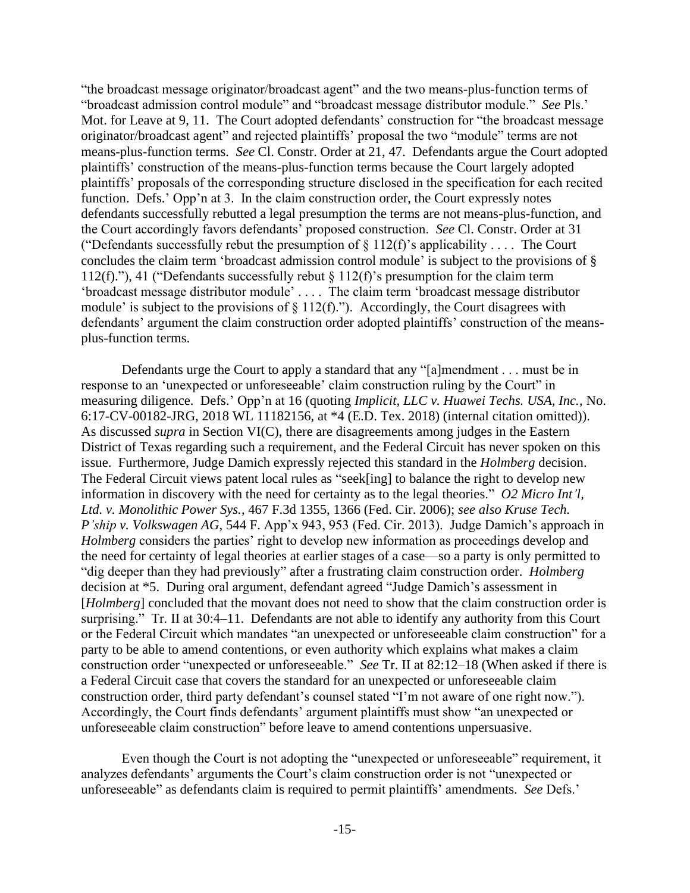"the broadcast message originator/broadcast agent" and the two means-plus-function terms of "broadcast admission control module" and "broadcast message distributor module." *See* Pls.' Mot. for Leave at 9, 11. The Court adopted defendants' construction for "the broadcast message originator/broadcast agent" and rejected plaintiffs' proposal the two "module" terms are not means-plus-function terms. *See* Cl. Constr. Order at 21, 47. Defendants argue the Court adopted plaintiffs' construction of the means-plus-function terms because the Court largely adopted plaintiffs' proposals of the corresponding structure disclosed in the specification for each recited function. Defs.' Opp'n at 3. In the claim construction order, the Court expressly notes defendants successfully rebutted a legal presumption the terms are not means-plus-function, and the Court accordingly favors defendants' proposed construction. *See* Cl. Constr. Order at 31 ("Defendants successfully rebut the presumption of § 112(f)'s applicability . . . . The Court concludes the claim term 'broadcast admission control module' is subject to the provisions of § 112(f)."), 41 ("Defendants successfully rebut § 112(f)'s presumption for the claim term 'broadcast message distributor module' . . . . The claim term 'broadcast message distributor module' is subject to the provisions of § 112(f)."). Accordingly, the Court disagrees with defendants' argument the claim construction order adopted plaintiffs' construction of the means-plus-function terms.

Defendants urge the Court to apply a standard that any "[a]mendment . . . must be in response to an 'unexpected or unforeseeable' claim construction ruling by the Court" in measuring diligence. Defs.' Opp'n at 16 (quoting *Implicit, LLC v. Huawei Techs. USA, Inc.*, No. 6:17-CV-00182-JRG, 2018 WL 11182156, at *4 (E.D. Tex. 2018) (internal citation omitted)). As discussed *supra* in Section VI(C), there are disagreements among judges in the Eastern District of Texas regarding such a requirement, and the Federal Circuit has never spoken on this issue. Furthermore, Judge Damich expressly rejected this standard in the *Holmberg* decision. The Federal Circuit views patent local rules as "seek[ing] to balance the right to develop new information in discovery with the need for certainty as to the legal theories." *O2 Micro Int'l, Ltd. v. Monolithic Power Sys.*, 467 F.3d 1355, 1366 (Fed. Cir. 2006); *see also Kruse Tech. P'ship v. Volkswagen AG*, 544 F. App'x 943, 953 (Fed. Cir. 2013). Judge Damich's approach in *Holmberg* considers the parties' right to develop new information as proceedings develop and the need for certainty of legal theories at earlier stages of a case—so a party is only permitted to "dig deeper than they had previously" after a frustrating claim construction order. *Holmberg* decision at *5. During oral argument, defendant agreed "Judge Damich's assessment in [*Holmberg*] concluded that the movant does not need to show that the claim construction order is surprising." Tr. II at 30:4–11. Defendants are not able to identify any authority from this Court or the Federal Circuit which mandates "an unexpected or unforeseeable claim construction" for a party to be able to amend contentions, or even authority which explains what makes a claim construction order "unexpected or unforeseeable." *See* Tr. II at 82:12–18 (When asked if there is a Federal Circuit case that covers the standard for an unexpected or unforeseeable claim construction order, third party defendant's counsel stated "I'm not aware of one right now."). Accordingly, the Court finds defendants' argument plaintiffs must show "an unexpected or unforeseeable claim construction" before leave to amend contentions unpersuasive.

Even though the Court is not adopting the "unexpected or unforeseeable" requirement, it analyzes defendants' arguments the Court's claim construction order is not "unexpected or unforeseeable" as defendants claim is required to permit plaintiffs' amendments. *See* Defs.'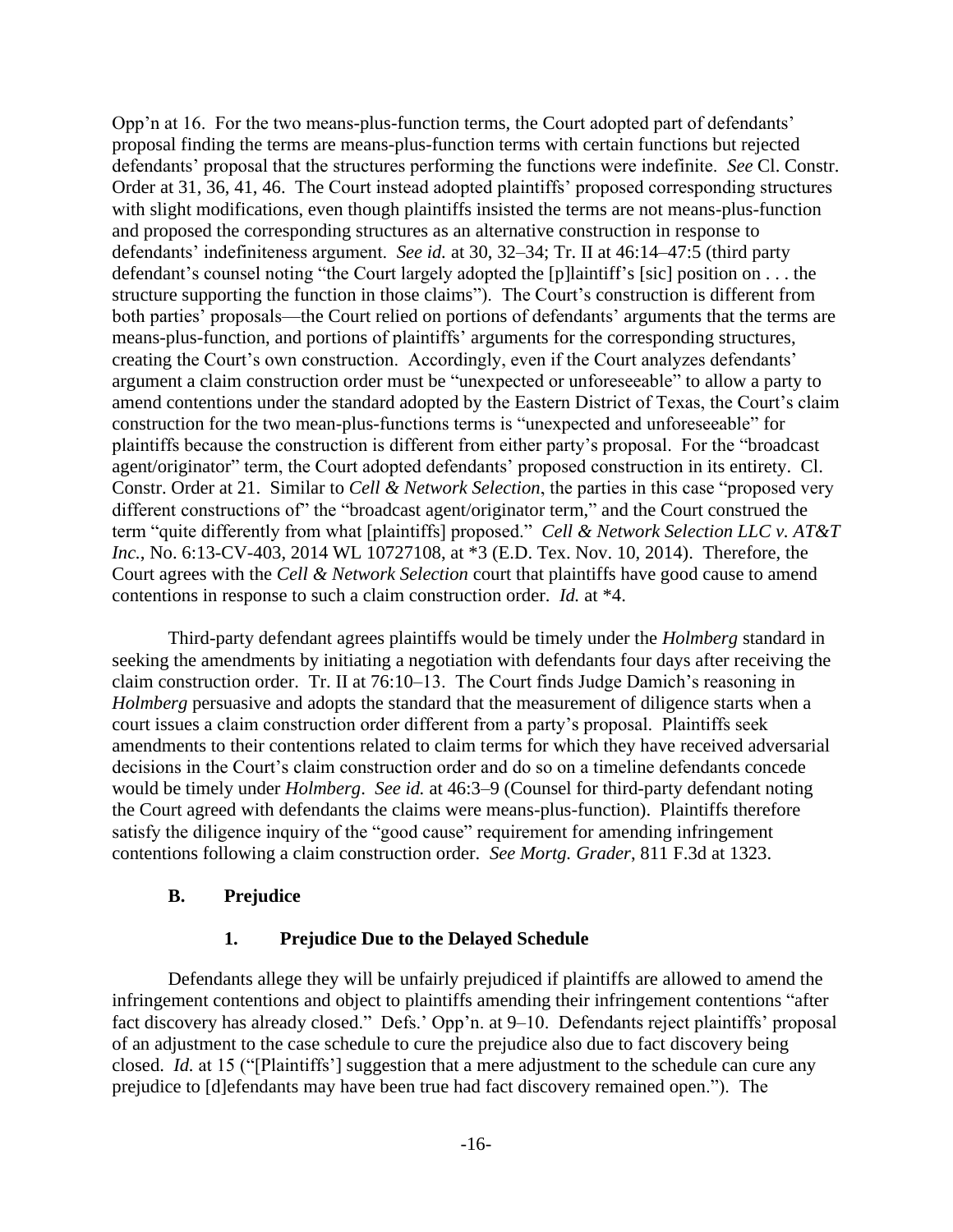Opp'n at 16. For the two means-plus-function terms, the Court adopted part of defendants' proposal finding the terms are means-plus-function terms with certain functions but rejected defendants' proposal that the structures performing the functions were indefinite. *See* Cl. Constr. Order at 31, 36, 41, 46. The Court instead adopted plaintiffs' proposed corresponding structures with slight modifications, even though plaintiffs insisted the terms are not means-plus-function and proposed the corresponding structures as an alternative construction in response to defendants' indefiniteness argument. *See id.* at 30, 32–34; Tr. II at 46:14–47:5 (third party defendant's counsel noting "the Court largely adopted the [p]laintiff's [sic] position on . . . the structure supporting the function in those claims"). The Court's construction is different from both parties' proposals—the Court relied on portions of defendants' arguments that the terms are means-plus-function, and portions of plaintiffs' arguments for the corresponding structures, creating the Court's own construction. Accordingly, even if the Court analyzes defendants' argument a claim construction order must be "unexpected or unforeseeable" to allow a party to amend contentions under the standard adopted by the Eastern District of Texas, the Court's claim construction for the two mean-plus-functions terms is "unexpected and unforeseeable" for plaintiffs because the construction is different from either party's proposal. For the "broadcast agent/originator" term, the Court adopted defendants' proposed construction in its entirety. Cl. Constr. Order at 21. Similar to *Cell & Network Selection*, the parties in this case "proposed very different constructions of" the "broadcast agent/originator term," and the Court construed the term "quite differently from what [plaintiffs] proposed." *Cell & Network Selection LLC v. AT&T Inc.*, No. 6:13-CV-403, 2014 WL 10727108, at *3 (E.D. Tex. Nov. 10, 2014). Therefore, the Court agrees with the *Cell & Network Selection* court that plaintiffs have good cause to amend contentions in response to such a claim construction order. *Id.* at *4.

Third-party defendant agrees plaintiffs would be timely under the *Holmberg* standard in seeking the amendments by initiating a negotiation with defendants four days after receiving the claim construction order. Tr. II at 76:10–13. The Court finds Judge Damich's reasoning in *Holmberg* persuasive and adopts the standard that the measurement of diligence starts when a court issues a claim construction order different from a party's proposal. Plaintiffs seek amendments to their contentions related to claim terms for which they have received adversarial decisions in the Court's claim construction order and do so on a timeline defendants concede would be timely under *Holmberg*. *See id.* at 46:3–9 (Counsel for third-party defendant noting the Court agreed with defendants the claims were means-plus-function). Plaintiffs therefore satisfy the diligence inquiry of the "good cause" requirement for amending infringement contentions following a claim construction order. *See Mortg. Grader*, 811 F.3d at 1323.

### B. Prejudice

#### 1. Prejudice Due to the Delayed Schedule

Defendants allege they will be unfairly prejudiced if plaintiffs are allowed to amend the infringement contentions and object to plaintiffs amending their infringement contentions "after fact discovery has already closed." Defs.' Opp'n. at 9–10. Defendants reject plaintiffs' proposal of an adjustment to the case schedule to cure the prejudice also due to fact discovery being closed. *Id.* at 15 ("[Plaintiffs'] suggestion that a mere adjustment to the schedule can cure any prejudice to [d]efendants may have been true had fact discovery remained open."). The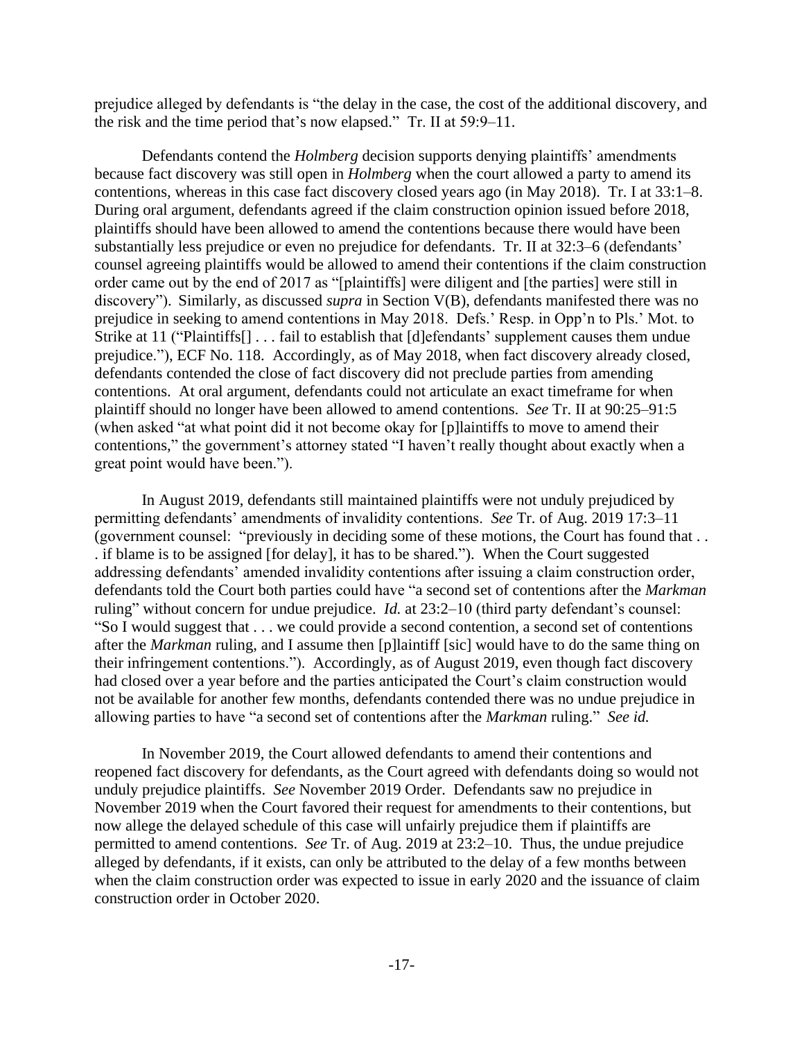prejudice alleged by defendants is "the delay in the case, the cost of the additional discovery, and the risk and the time period that's now elapsed." Tr. II at 59:9–11.

Defendants contend the *Holmberg* decision supports denying plaintiffs' amendments because fact discovery was still open in *Holmberg* when the court allowed a party to amend its contentions, whereas in this case fact discovery closed years ago (in May 2018). Tr. I at 33:1–8. During oral argument, defendants agreed if the claim construction opinion issued before 2018, plaintiffs should have been allowed to amend the contentions because there would have been substantially less prejudice or even no prejudice for defendants. Tr. II at 32:3–6 (defendants' counsel agreeing plaintiffs would be allowed to amend their contentions if the claim construction order came out by the end of 2017 as "[plaintiffs] were diligent and [the parties] were still in discovery"). Similarly, as discussed *supra* in Section V(B), defendants manifested there was no prejudice in seeking to amend contentions in May 2018. Defs.' Resp. in Opp'n to Pls.' Mot. to Strike at 11 ("Plaintiffs[] . . . fail to establish that [d]efendants' supplement causes them undue prejudice."), ECF No. 118. Accordingly, as of May 2018, when fact discovery already closed, defendants contended the close of fact discovery did not preclude parties from amending contentions. At oral argument, defendants could not articulate an exact timeframe for when plaintiff should no longer have been allowed to amend contentions. *See* Tr. II at 90:25–91:5 (when asked "at what point did it not become okay for [p]laintiffs to move to amend their contentions," the government's attorney stated "I haven't really thought about exactly when a great point would have been.").

In August 2019, defendants still maintained plaintiffs were not unduly prejudiced by permitting defendants' amendments of invalidity contentions. *See* Tr. of Aug. 2019 17:3–11 (government counsel: "previously in deciding some of these motions, the Court has found that . . . if blame is to be assigned [for delay], it has to be shared."). When the Court suggested addressing defendants' amended invalidity contentions after issuing a claim construction order, defendants told the Court both parties could have "a second set of contentions after the *Markman* ruling" without concern for undue prejudice. *Id.* at 23:2–10 (third party defendant's counsel: "So I would suggest that . . . we could provide a second contention, a second set of contentions after the *Markman* ruling, and I assume then [p]laintiff [sic] would have to do the same thing on their infringement contentions."). Accordingly, as of August 2019, even though fact discovery had closed over a year before and the parties anticipated the Court's claim construction would not be available for another few months, defendants contended there was no undue prejudice in allowing parties to have "a second set of contentions after the *Markman* ruling." *See id.*

In November 2019, the Court allowed defendants to amend their contentions and reopened fact discovery for defendants, as the Court agreed with defendants doing so would not unduly prejudice plaintiffs. *See* November 2019 Order. Defendants saw no prejudice in November 2019 when the Court favored their request for amendments to their contentions, but now allege the delayed schedule of this case will unfairly prejudice them if plaintiffs are permitted to amend contentions. *See* Tr. of Aug. 2019 at 23:2–10. Thus, the undue prejudice alleged by defendants, if it exists, can only be attributed to the delay of a few months between when the claim construction order was expected to issue in early 2020 and the issuance of claim construction order in October 2020.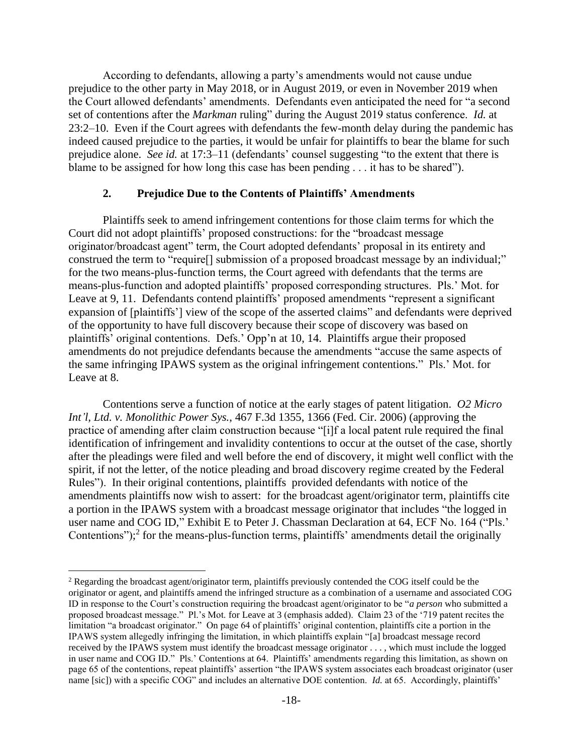According to defendants, allowing a party's amendments would not cause undue prejudice to the other party in May 2018, or in August 2019, or even in November 2019 when the Court allowed defendants' amendments. Defendants even anticipated the need for "a second set of contentions after the *Markman* ruling" during the August 2019 status conference. *Id.* at 23:2–10. Even if the Court agrees with defendants the few-month delay during the pandemic has indeed caused prejudice to the parties, it would be unfair for plaintiffs to bear the blame for such prejudice alone. *See id.* at 17:3–11 (defendants' counsel suggesting "to the extent that there is blame to be assigned for how long this case has been pending . . . it has to be shared").

### 2. Prejudice Due to the Contents of Plaintiffs' Amendments

Plaintiffs seek to amend infringement contentions for those claim terms for which the Court did not adopt plaintiffs' proposed constructions: for the "broadcast message originator/broadcast agent" term, the Court adopted defendants' proposal in its entirety and construed the term to "require[] submission of a proposed broadcast message by an individual;" for the two means-plus-function terms, the Court agreed with defendants that the terms are means-plus-function and adopted plaintiffs' proposed corresponding structures. Pls.' Mot. for Leave at 9, 11. Defendants contend plaintiffs' proposed amendments "represent a significant expansion of [plaintiffs'] view of the scope of the asserted claims" and defendants were deprived of the opportunity to have full discovery because their scope of discovery was based on plaintiffs' original contentions. Defs.' Opp'n at 10, 14. Plaintiffs argue their proposed amendments do not prejudice defendants because the amendments "accuse the same aspects of the same infringing IPAWS system as the original infringement contentions." Pls.' Mot. for Leave at 8.

Contentions serve a function of notice at the early stages of patent litigation. *O2 Micro Int'l, Ltd. v. Monolithic Power Sys.*, 467 F.3d 1355, 1366 (Fed. Cir. 2006) (approving the practice of amending after claim construction because "[i]f a local patent rule required the final identification of infringement and invalidity contentions to occur at the outset of the case, shortly after the pleadings were filed and well before the end of discovery, it might well conflict with the spirit, if not the letter, of the notice pleading and broad discovery regime created by the Federal Rules"). In their original contentions, plaintiffs provided defendants with notice of the amendments plaintiffs now wish to assert: for the broadcast agent/originator term, plaintiffs cite a portion in the IPAWS system with a broadcast message originator that includes "the logged in user name and COG ID," Exhibit E to Peter J. Chassman Declaration at 64, ECF No. 164 ("Pls.' Contentions");[2] for the means-plus-function terms, plaintiffs' amendments detail the originally

[2] Regarding the broadcast agent/originator term, plaintiffs previously contended the COG itself could be the originator or agent, and plaintiffs amend the infringed structure as a combination of a username and associated COG ID in response to the Court's construction requiring the broadcast agent/originator to be "*a person* who submitted a proposed broadcast message." Pl.'s Mot. for Leave at 3 (emphasis added). Claim 23 of the '719 patent recites the limitation "a broadcast originator." On page 64 of plaintiffs' original contention, plaintiffs cite a portion in the IPAWS system allegedly infringing the limitation, in which plaintiffs explain "[a] broadcast message record received by the IPAWS system must identify the broadcast message originator . . . , which must include the logged in user name and COG ID." Pls.' Contentions at 64. Plaintiffs' amendments regarding this limitation, as shown on page 65 of the contentions, repeat plaintiffs' assertion "the IPAWS system associates each broadcast originator (user name [sic]) with a specific COG" and includes an alternative DOE contention. *Id.* at 65. Accordingly, plaintiffs'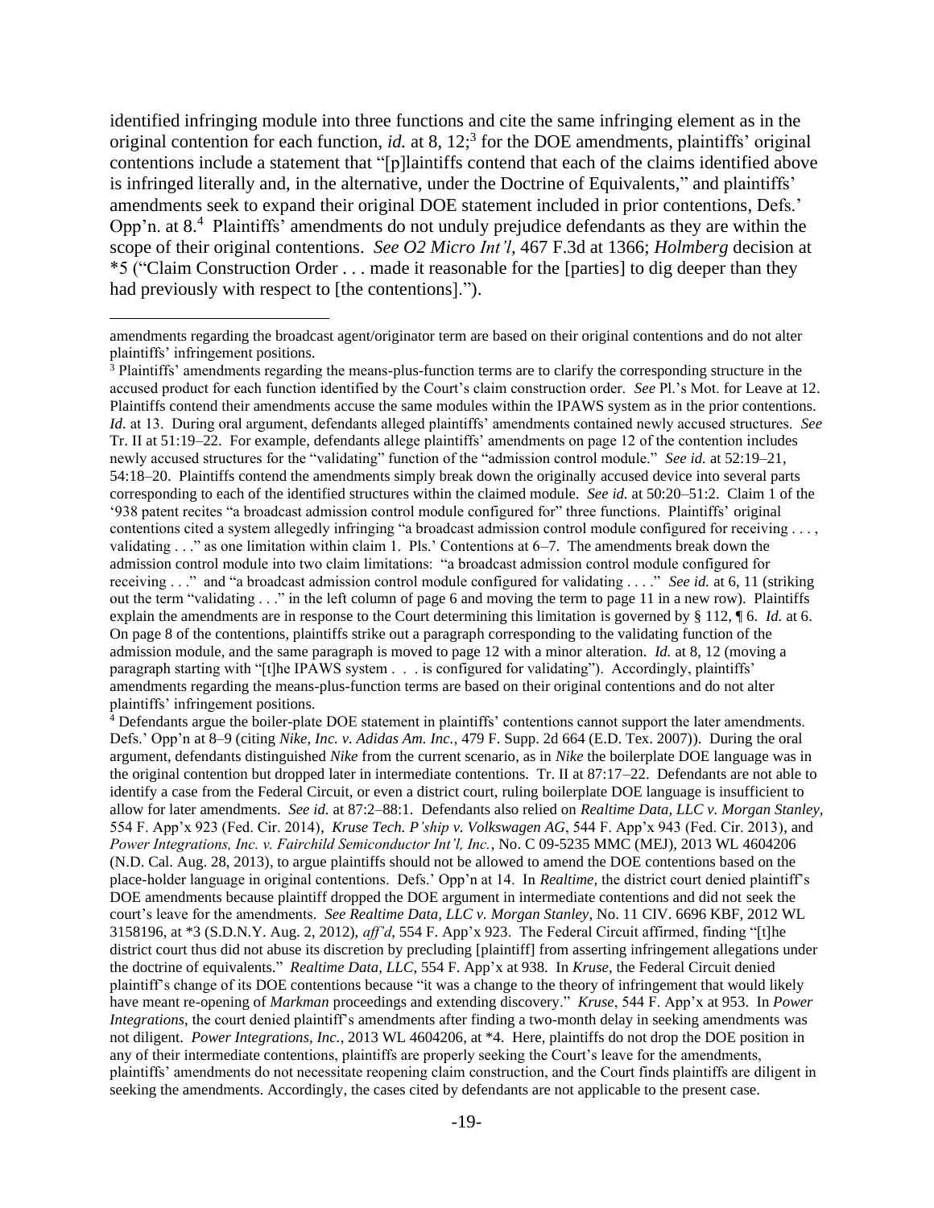identified infringing module into three functions and cite the same infringing element as in the original contention for each function, *id.* at 8, 12;[3] for the DOE amendments, plaintiffs' original contentions include a statement that "[p]laintiffs contend that each of the claims identified above is infringed literally and, in the alternative, under the Doctrine of Equivalents," and plaintiffs' amendments seek to expand their original DOE statement included in prior contentions, Defs.' Opp'n. at 8.[4] Plaintiffs' amendments do not unduly prejudice defendants as they are within the scope of their original contentions. *See O2 Micro Int'l*, 467 F.3d at 1366; *Holmberg* decision at *5 ("Claim Construction Order . . . made it reasonable for the [parties] to dig deeper than they had previously with respect to [the contentions].").

---

amendments regarding the broadcast agent/originator term are based on their original contentions and do not alter plaintiffs' infringement positions.

[3] Plaintiffs' amendments regarding the means-plus-function terms are to clarify the corresponding structure in the accused product for each function identified by the Court's claim construction order. *See* Pl.'s Mot. for Leave at 12. Plaintiffs contend their amendments accuse the same modules within the IPAWS system as in the prior contentions. *Id.* at 13. During oral argument, defendants alleged plaintiffs' amendments contained newly accused structures. *See* Tr. II at 51:19–22. For example, defendants allege plaintiffs' amendments on page 12 of the contention includes newly accused structures for the "validating" function of the "admission control module." *See id.* at 52:19–21, 54:18–20. Plaintiffs contend the amendments simply break down the originally accused device into several parts corresponding to each of the identified structures within the claimed module. *See id.* at 50:20–51:2. Claim 1 of the '938 patent recites "a broadcast admission control module configured for" three functions. Plaintiffs' original contentions cited a system allegedly infringing "a broadcast admission control module configured for receiving . . . , validating . . ." as one limitation within claim 1. Pls.' Contentions at 6–7. The amendments break down the admission control module into two claim limitations: "a broadcast admission control module configured for receiving . . ." and "a broadcast admission control module configured for validating . . . ." *See id.* at 6, 11 (striking out the term "validating . . ." in the left column of page 6 and moving the term to page 11 in a new row). Plaintiffs explain the amendments are in response to the Court determining this limitation is governed by § 112, ¶ 6. *Id.* at 6. On page 8 of the contentions, plaintiffs strike out a paragraph corresponding to the validating function of the admission module, and the same paragraph is moved to page 12 with a minor alteration. *Id.* at 8, 12 (moving a paragraph starting with "[t]he IPAWS system . . . is configured for validating"). Accordingly, plaintiffs' amendments regarding the means-plus-function terms are based on their original contentions and do not alter plaintiffs' infringement positions.

[4] Defendants argue the boiler-plate DOE statement in plaintiffs' contentions cannot support the later amendments. Defs.' Opp'n at 8–9 (citing *Nike, Inc. v. Adidas Am. Inc.*, 479 F. Supp. 2d 664 (E.D. Tex. 2007)). During the oral argument, defendants distinguished *Nike* from the current scenario, as in *Nike* the boilerplate DOE language was in the original contention but dropped later in intermediate contentions. Tr. II at 87:17–22. Defendants are not able to identify a case from the Federal Circuit, or even a district court, ruling boilerplate DOE language is insufficient to allow for later amendments. *See id.* at 87:2–88:1. Defendants also relied on *Realtime Data, LLC v. Morgan Stanley*, 554 F. App'x 923 (Fed. Cir. 2014), *Kruse Tech. P'ship v. Volkswagen AG*, 544 F. App'x 943 (Fed. Cir. 2013), and *Power Integrations, Inc. v. Fairchild Semiconductor Int'l, Inc.*, No. C 09-5235 MMC (MEJ), 2013 WL 4604206 (N.D. Cal. Aug. 28, 2013), to argue plaintiffs should not be allowed to amend the DOE contentions based on the place-holder language in original contentions. Defs.' Opp'n at 14. In *Realtime*, the district court denied plaintiff's DOE amendments because plaintiff dropped the DOE argument in intermediate contentions and did not seek the court's leave for the amendments. *See Realtime Data, LLC v. Morgan Stanley*, No. 11 CIV. 6696 KBF, 2012 WL 3158196, at *3 (S.D.N.Y. Aug. 2, 2012), *aff'd*, 554 F. App'x 923. The Federal Circuit affirmed, finding "[t]he district court thus did not abuse its discretion by precluding [plaintiff] from asserting infringement allegations under the doctrine of equivalents." *Realtime Data, LLC*, 554 F. App'x at 938. In *Kruse*, the Federal Circuit denied plaintiff's change of its DOE contentions because "it was a change to the theory of infringement that would likely have meant re-opening of *Markman* proceedings and extending discovery." *Kruse*, 544 F. App'x at 953. In *Power Integrations*, the court denied plaintiff's amendments after finding a two-month delay in seeking amendments was not diligent. *Power Integrations, Inc.*, 2013 WL 4604206, at *4. Here, plaintiffs do not drop the DOE position in any of their intermediate contentions, plaintiffs are properly seeking the Court's leave for the amendments, plaintiffs' amendments do not necessitate reopening claim construction, and the Court finds plaintiffs are diligent in seeking the amendments. Accordingly, the cases cited by defendants are not applicable to the present case.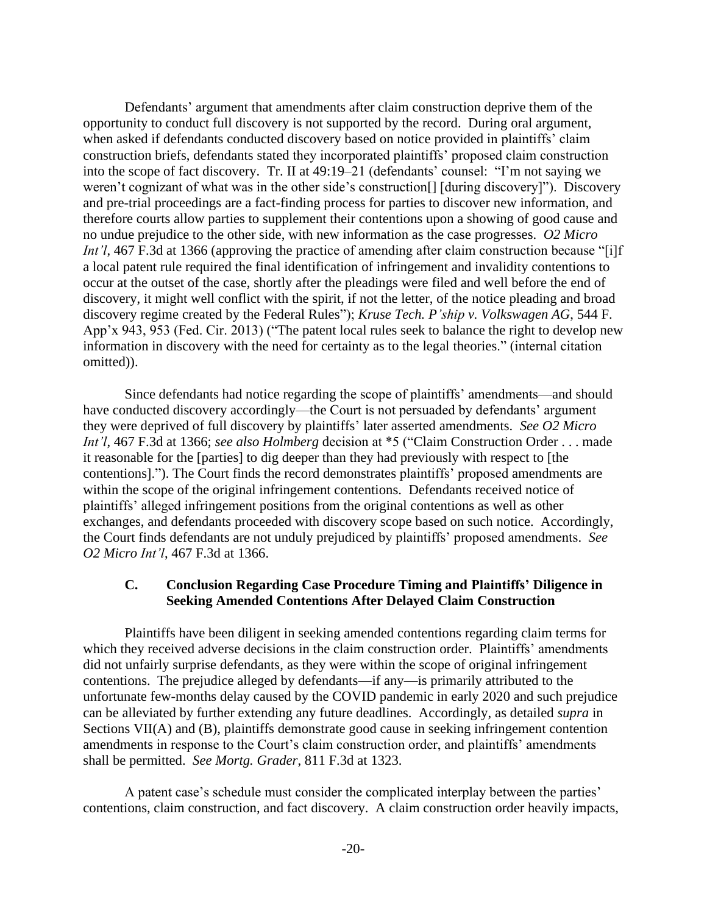Defendants' argument that amendments after claim construction deprive them of the opportunity to conduct full discovery is not supported by the record. During oral argument, when asked if defendants conducted discovery based on notice provided in plaintiffs' claim construction briefs, defendants stated they incorporated plaintiffs' proposed claim construction into the scope of fact discovery. Tr. II at 49:19–21 (defendants' counsel: "I'm not saying we weren't cognizant of what was in the other side's construction[] [during discovery]"). Discovery and pre-trial proceedings are a fact-finding process for parties to discover new information, and therefore courts allow parties to supplement their contentions upon a showing of good cause and no undue prejudice to the other side, with new information as the case progresses. *O2 Micro Int'l*, 467 F.3d at 1366 (approving the practice of amending after claim construction because "[i]f a local patent rule required the final identification of infringement and invalidity contentions to occur at the outset of the case, shortly after the pleadings were filed and well before the end of discovery, it might well conflict with the spirit, if not the letter, of the notice pleading and broad discovery regime created by the Federal Rules"); *Kruse Tech. P'ship v. Volkswagen AG*, 544 F. App'x 943, 953 (Fed. Cir. 2013) ("The patent local rules seek to balance the right to develop new information in discovery with the need for certainty as to the legal theories." (internal citation omitted)).

Since defendants had notice regarding the scope of plaintiffs' amendments—and should have conducted discovery accordingly—the Court is not persuaded by defendants' argument they were deprived of full discovery by plaintiffs' later asserted amendments. *See O2 Micro Int'l*, 467 F.3d at 1366; *see also Holmberg* decision at \*5 ("Claim Construction Order . . . made it reasonable for the [parties] to dig deeper than they had previously with respect to [the contentions]."). The Court finds the record demonstrates plaintiffs' proposed amendments are within the scope of the original infringement contentions. Defendants received notice of plaintiffs' alleged infringement positions from the original contentions as well as other exchanges, and defendants proceeded with discovery scope based on such notice. Accordingly, the Court finds defendants are not unduly prejudiced by plaintiffs' proposed amendments. *See O2 Micro Int'l*, 467 F.3d at 1366.

### C. Conclusion Regarding Case Procedure Timing and Plaintiffs' Diligence in Seeking Amended Contentions After Delayed Claim Construction

Plaintiffs have been diligent in seeking amended contentions regarding claim terms for which they received adverse decisions in the claim construction order. Plaintiffs' amendments did not unfairly surprise defendants, as they were within the scope of original infringement contentions. The prejudice alleged by defendants—if any—is primarily attributed to the unfortunate few-months delay caused by the COVID pandemic in early 2020 and such prejudice can be alleviated by further extending any future deadlines. Accordingly, as detailed *supra* in Sections VII(A) and (B), plaintiffs demonstrate good cause in seeking infringement contention amendments in response to the Court's claim construction order, and plaintiffs' amendments shall be permitted. *See Mortg. Grader*, 811 F.3d at 1323.

A patent case's schedule must consider the complicated interplay between the parties' contentions, claim construction, and fact discovery. A claim construction order heavily impacts,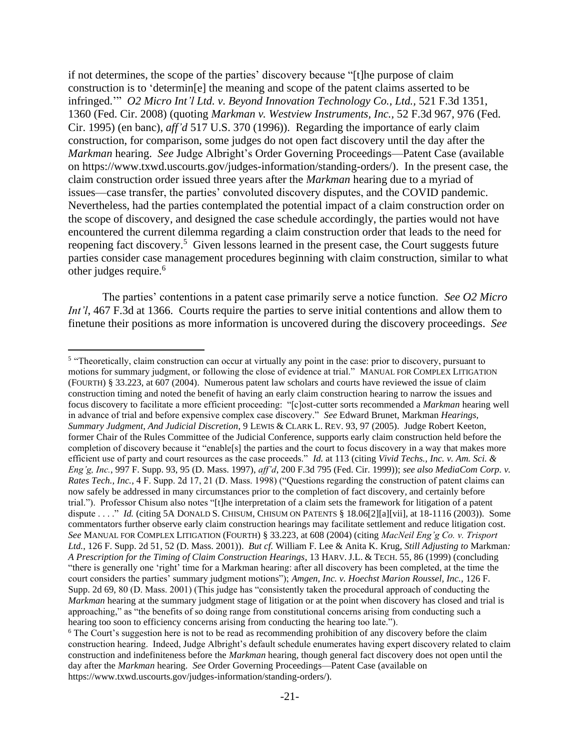if not determines, the scope of the parties' discovery because "[t]he purpose of claim construction is to 'determin[e] the meaning and scope of the patent claims asserted to be infringed.'" *O2 Micro Int'l Ltd. v. Beyond Innovation Technology Co., Ltd.*, 521 F.3d 1351, 1360 (Fed. Cir. 2008) (quoting *Markman v. Westview Instruments, Inc.*, 52 F.3d 967, 976 (Fed. Cir. 1995) (en banc), *aff'd* 517 U.S. 370 (1996)). Regarding the importance of early claim construction, for comparison, some judges do not open fact discovery until the day after the *Markman* hearing. *See* Judge Albright's Order Governing Proceedings—Patent Case (available on https://www.txwd.uscourts.gov/judges-information/standing-orders/). In the present case, the claim construction order issued three years after the *Markman* hearing due to a myriad of issues—case transfer, the parties' convoluted discovery disputes, and the COVID pandemic. Nevertheless, had the parties contemplated the potential impact of a claim construction order on the scope of discovery, and designed the case schedule accordingly, the parties would not have encountered the current dilemma regarding a claim construction order that leads to the need for reopening fact discovery.[5] Given lessons learned in the present case, the Court suggests future parties consider case management procedures beginning with claim construction, similar to what other judges require.[6]

The parties' contentions in a patent case primarily serve a notice function. *See O2 Micro Int'l*, 467 F.3d at 1366. Courts require the parties to serve initial contentions and allow them to finetune their positions as more information is uncovered during the discovery proceedings. *See*

---

[5] "Theoretically, claim construction can occur at virtually any point in the case: prior to discovery, pursuant to motions for summary judgment, or following the close of evidence at trial." MANUAL FOR COMPLEX LITIGATION (FOURTH) § 33.223, at 607 (2004). Numerous patent law scholars and courts have reviewed the issue of claim construction timing and noted the benefit of having an early claim construction hearing to narrow the issues and focus discovery to facilitate a more efficient proceeding: "[c]ost-cutter sorts recommended a *Markman* hearing well in advance of trial and before expensive complex case discovery." *See* Edward Brunet, *Markman Hearings, Summary Judgment, And Judicial Discretion*, 9 LEWIS & CLARK L. REV. 93, 97 (2005). Judge Robert Keeton, former Chair of the Rules Committee of the Judicial Conference, supports early claim construction held before the completion of discovery because it "enable[s] the parties and the court to focus discovery in a way that makes more efficient use of party and court resources as the case proceeds." *Id.* at 113 (citing *Vivid Techs., Inc. v. Am. Sci. & Eng'g, Inc.*, 997 F. Supp. 93, 95 (D. Mass. 1997), *aff'd*, 200 F.3d 795 (Fed. Cir. 1999)); *see also MediaCom Corp. v. Rates Tech., Inc.*, 4 F. Supp. 2d 17, 21 (D. Mass. 1998) ("Questions regarding the construction of patent claims can now safely be addressed in many circumstances prior to the completion of fact discovery, and certainly before trial."). Professor Chisum also notes "[t]he interpretation of a claim sets the framework for litigation of a patent dispute . . . ." *Id.* (citing 5A DONALD S. CHISUM, CHISUM ON PATENTS § 18.06[2][a][vii], at 18-1116 (2003)). Some commentators further observe early claim construction hearings may facilitate settlement and reduce litigation cost. *See* MANUAL FOR COMPLEX LITIGATION (FOURTH) § 33.223, at 608 (2004) (citing *MacNeil Eng'g Co. v. Trisport Ltd.*, 126 F. Supp. 2d 51, 52 (D. Mass. 2001)). *But cf.* William F. Lee & Anita K. Krug, *Still Adjusting to Markman: A Prescription for the Timing of Claim Construction Hearings*, 13 HARV. J.L. & TECH. 55, 86 (1999) (concluding "there is generally one 'right' time for a Markman hearing: after all discovery has been completed, at the time the court considers the parties' summary judgment motions"); *Amgen, Inc. v. Hoechst Marion Roussel, Inc.*, 126 F. Supp. 2d 69, 80 (D. Mass. 2001) (This judge has "consistently taken the procedural approach of conducting the *Markman* hearing at the summary judgment stage of litigation or at the point when discovery has closed and trial is approaching," as "the benefits of so doing range from constitutional concerns arising from conducting such a hearing too soon to efficiency concerns arising from conducting the hearing too late.").

[6] The Court's suggestion here is not to be read as recommending prohibition of any discovery before the claim construction hearing. Indeed, Judge Albright's default schedule enumerates having expert discovery related to claim construction and indefiniteness before the *Markman* hearing, though general fact discovery does not open until the day after the *Markman* hearing. *See* Order Governing Proceedings—Patent Case (available on https://www.txwd.uscourts.gov/judges-information/standing-orders/).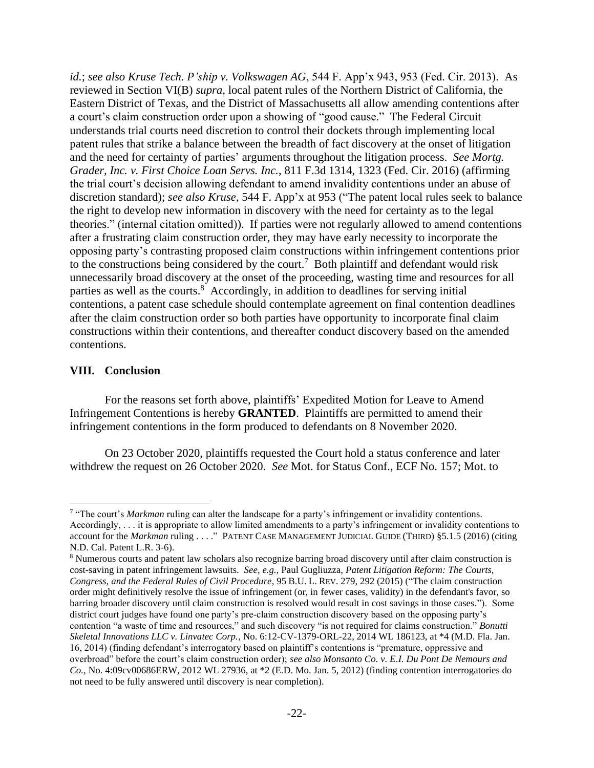*id.*; *see also Kruse Tech. P'ship v. Volkswagen AG*, 544 F. App'x 943, 953 (Fed. Cir. 2013). As reviewed in Section VI(B) *supra*, local patent rules of the Northern District of California, the Eastern District of Texas, and the District of Massachusetts all allow amending contentions after a court's claim construction order upon a showing of "good cause." The Federal Circuit understands trial courts need discretion to control their dockets through implementing local patent rules that strike a balance between the breadth of fact discovery at the onset of litigation and the need for certainty of parties' arguments throughout the litigation process. *See Mortg. Grader, Inc. v. First Choice Loan Servs. Inc.*, 811 F.3d 1314, 1323 (Fed. Cir. 2016) (affirming the trial court's decision allowing defendant to amend invalidity contentions under an abuse of discretion standard); *see also Kruse*, 544 F. App'x at 953 ("The patent local rules seek to balance the right to develop new information in discovery with the need for certainty as to the legal theories." (internal citation omitted)). If parties were not regularly allowed to amend contentions after a frustrating claim construction order, they may have early necessity to incorporate the opposing party's contrasting proposed claim constructions within infringement contentions prior to the constructions being considered by the court.[7] Both plaintiff and defendant would risk unnecessarily broad discovery at the onset of the proceeding, wasting time and resources for all parties as well as the courts.[8] Accordingly, in addition to deadlines for serving initial contentions, a patent case schedule should contemplate agreement on final contention deadlines after the claim construction order so both parties have opportunity to incorporate final claim constructions within their contentions, and thereafter conduct discovery based on the amended contentions.

## VIII. Conclusion

For the reasons set forth above, plaintiffs' Expedited Motion for Leave to Amend Infringement Contentions is hereby **GRANTED**. Plaintiffs are permitted to amend their infringement contentions in the form produced to defendants on 8 November 2020.

On 23 October 2020, plaintiffs requested the Court hold a status conference and later withdrew the request on 26 October 2020. *See* Mot. for Status Conf., ECF No. 157; Mot. to

---

[7] "The court's *Markman* ruling can alter the landscape for a party's infringement or invalidity contentions. Accordingly, . . . it is appropriate to allow limited amendments to a party's infringement or invalidity contentions to account for the *Markman* ruling . . . ." PATENT CASE MANAGEMENT JUDICIAL GUIDE (THIRD) §5.1.5 (2016) (citing N.D. Cal. Patent L.R. 3-6).

[8] Numerous courts and patent law scholars also recognize barring broad discovery until after claim construction is cost-saving in patent infringement lawsuits. *See, e.g.*, Paul Gugliuzza, *Patent Litigation Reform: The Courts, Congress, and the Federal Rules of Civil Procedure*, 95 B.U. L. REV. 279, 292 (2015) ("The claim construction order might definitively resolve the issue of infringement (or, in fewer cases, validity) in the defendant's favor, so barring broader discovery until claim construction is resolved would result in cost savings in those cases."). Some district court judges have found one party's pre-claim construction discovery based on the opposing party's contention "a waste of time and resources," and such discovery "is not required for claims construction." *Bonutti Skeletal Innovations LLC v. Linvatec Corp.*, No. 6:12-CV-1379-ORL-22, 2014 WL 186123, at *4 (M.D. Fla. Jan. 16, 2014) (finding defendant's interrogatory based on plaintiff's contentions is "premature, oppressive and overbroad" before the court's claim construction order); *see also Monsanto Co. v. E.I. Du Pont De Nemours and Co.*, No. 4:09cv00686ERW, 2012 WL 27936, at *2 (E.D. Mo. Jan. 5, 2012) (finding contention interrogatories do not need to be fully answered until discovery is near completion).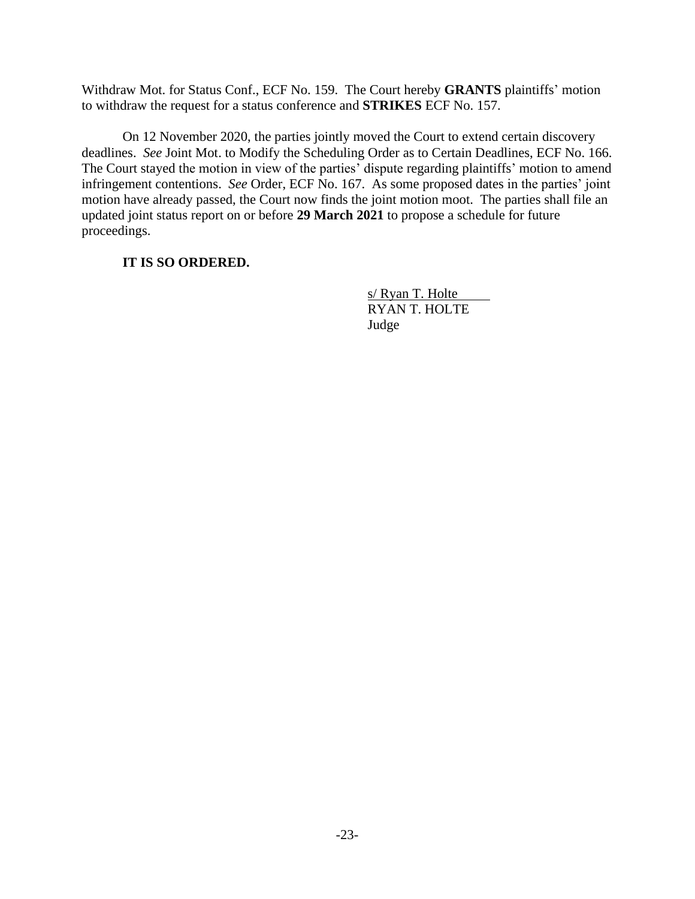Withdraw Mot. for Status Conf., ECF No. 159. The Court hereby **GRANTS** plaintiffs' motion to withdraw the request for a status conference and **STRIKES** ECF No. 157.

On 12 November 2020, the parties jointly moved the Court to extend certain discovery deadlines. *See* Joint Mot. to Modify the Scheduling Order as to Certain Deadlines, ECF No. 166. The Court stayed the motion in view of the parties' dispute regarding plaintiffs' motion to amend infringement contentions. *See* Order, ECF No. 167. As some proposed dates in the parties' joint motion have already passed, the Court now finds the joint motion moot. The parties shall file an updated joint status report on or before **29 March 2021** to propose a schedule for future proceedings.

**IT IS SO ORDERED.**

s/ Ryan T. Holte
RYAN T. HOLTE
Judge